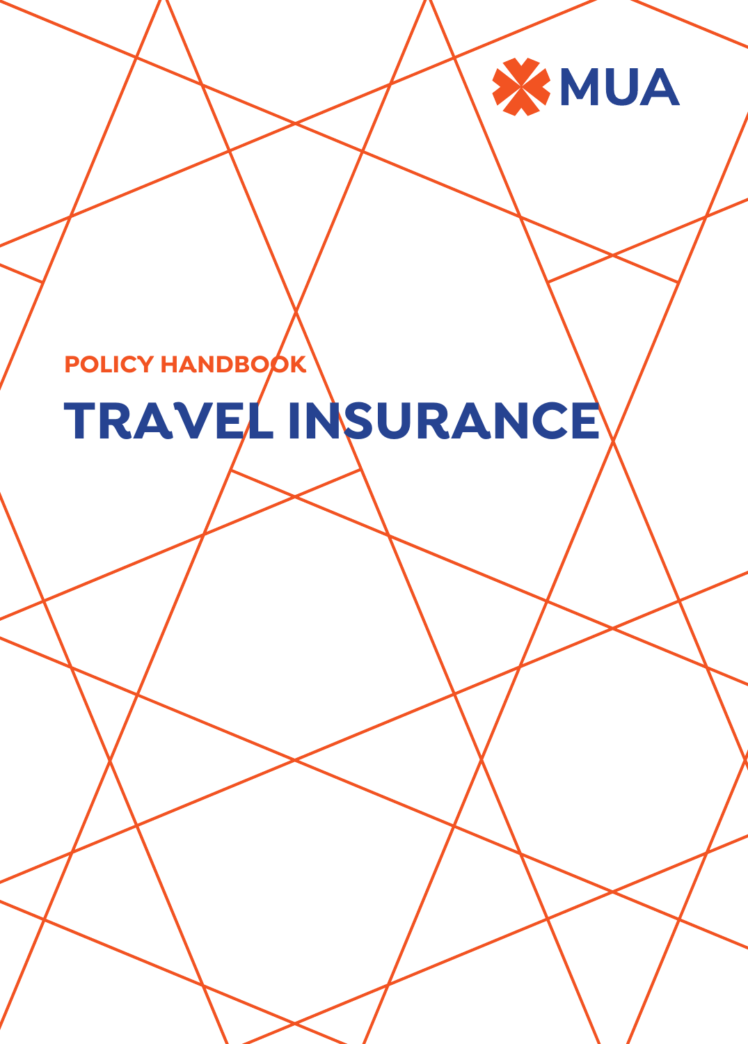MUA

POLICY HANDBOOK

# TRAVEL INSURANCE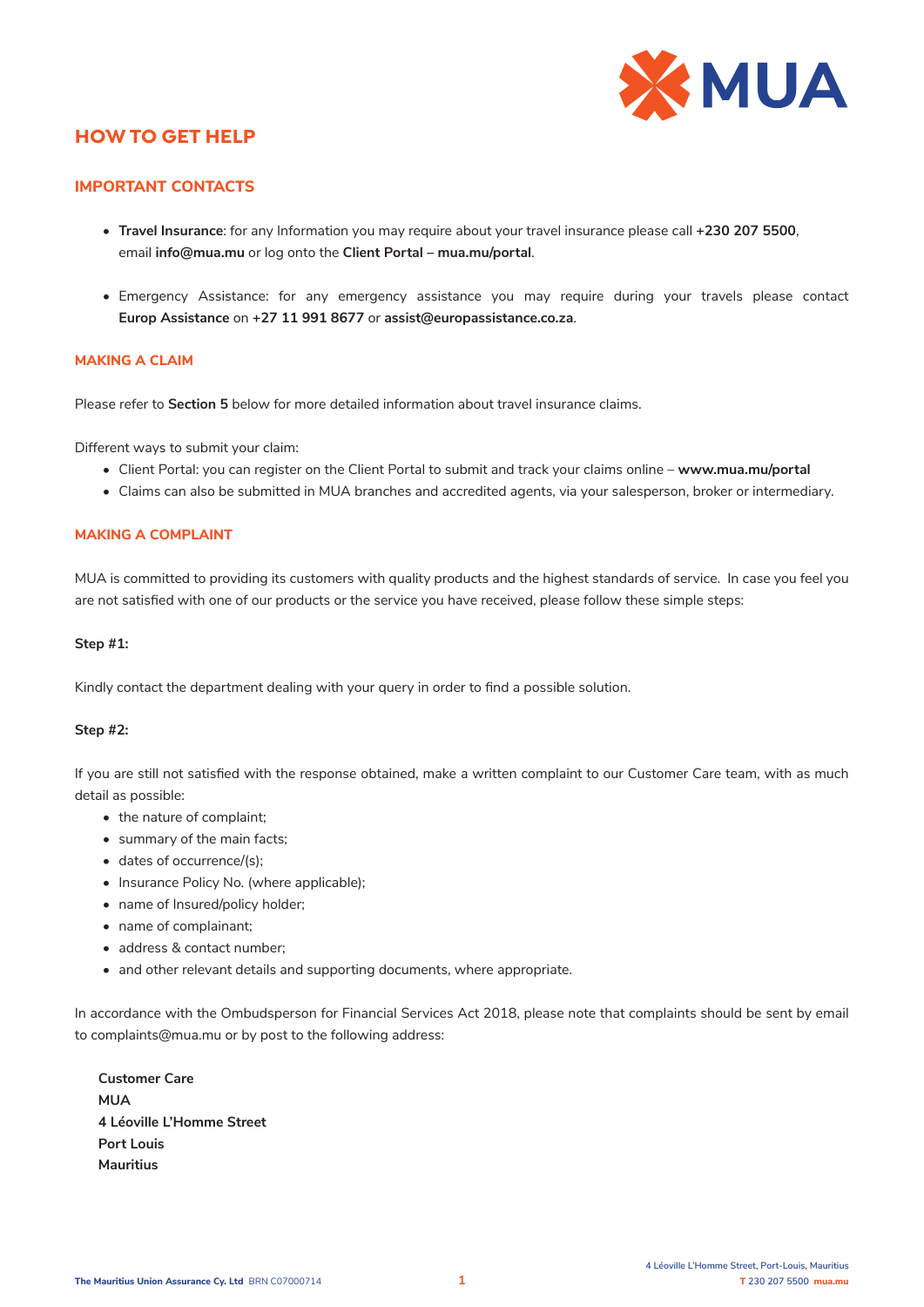# HOW TO GET HELP

## IMPORTANT CONTACTS

- **Travel Insurance**: for any Information you may require about your travel insurance please call **+230 207 5500**, email **info@mua.mu** or log onto the **Client Portal – mua.mu/portal**.

- Emergency Assistance: for any emergency assistance you may require during your travels please contact **Europ Assistance** on **+27 11 991 8677** or **assist@europassistance.co.za**.

### MAKING A CLAIM

Please refer to **Section 5** below for more detailed information about travel insurance claims.

Different ways to submit your claim:

- Client Portal: you can register on the Client Portal to submit and track your claims online – **www.mua.mu/portal**
- Claims can also be submitted in MUA branches and accredited agents, via your salesperson, broker or intermediary.

### MAKING A COMPLAINT

MUA is committed to providing its customers with quality products and the highest standards of service. In case you feel you are not satisfied with one of our products or the service you have received, please follow these simple steps:

**Step #1:**

Kindly contact the department dealing with your query in order to find a possible solution.

**Step #2:**

If you are still not satisfied with the response obtained, make a written complaint to our Customer Care team, with as much detail as possible:

- the nature of complaint;
- summary of the main facts;
- dates of occurrence/(s);
- Insurance Policy No. (where applicable);
- name of Insured/policy holder;
- name of complainant;
- address & contact number;
- and other relevant details and supporting documents, where appropriate.

In accordance with the Ombudsperson for Financial Services Act 2018, please note that complaints should be sent by email to complaints@mua.mu or by post to the following address:

**Customer Care**
**MUA**
**4 Léoville L'Homme Street**
**Port Louis**
**Mauritius**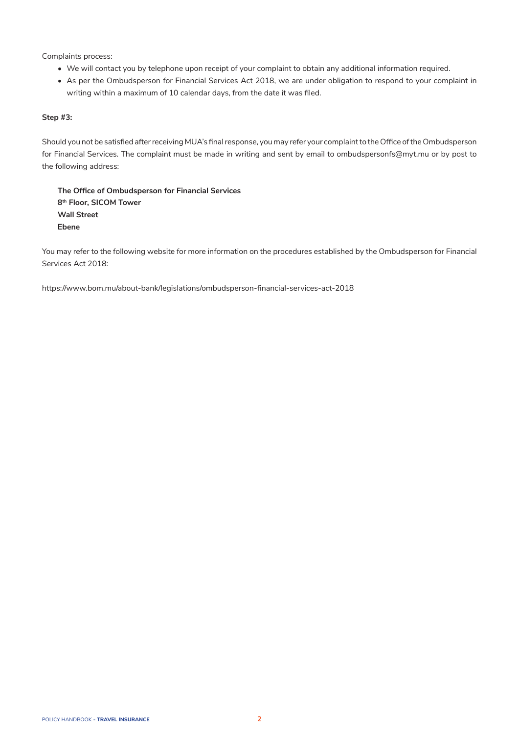Complaints process:

- We will contact you by telephone upon receipt of your complaint to obtain any additional information required.
- As per the Ombudsperson for Financial Services Act 2018, we are under obligation to respond to your complaint in writing within a maximum of 10 calendar days, from the date it was filed.

**Step #3:**

Should you not be satisfied after receiving MUA's final response, you may refer your complaint to the Office of the Ombudsperson for Financial Services. The complaint must be made in writing and sent by email to ombudspersonfs@myt.mu or by post to the following address:

**The Office of Ombudsperson for Financial Services**
**8th Floor, SICOM Tower**
**Wall Street**
**Ebene**

You may refer to the following website for more information on the procedures established by the Ombudsperson for Financial Services Act 2018:

https://www.bom.mu/about-bank/legislations/ombudsperson-financial-services-act-2018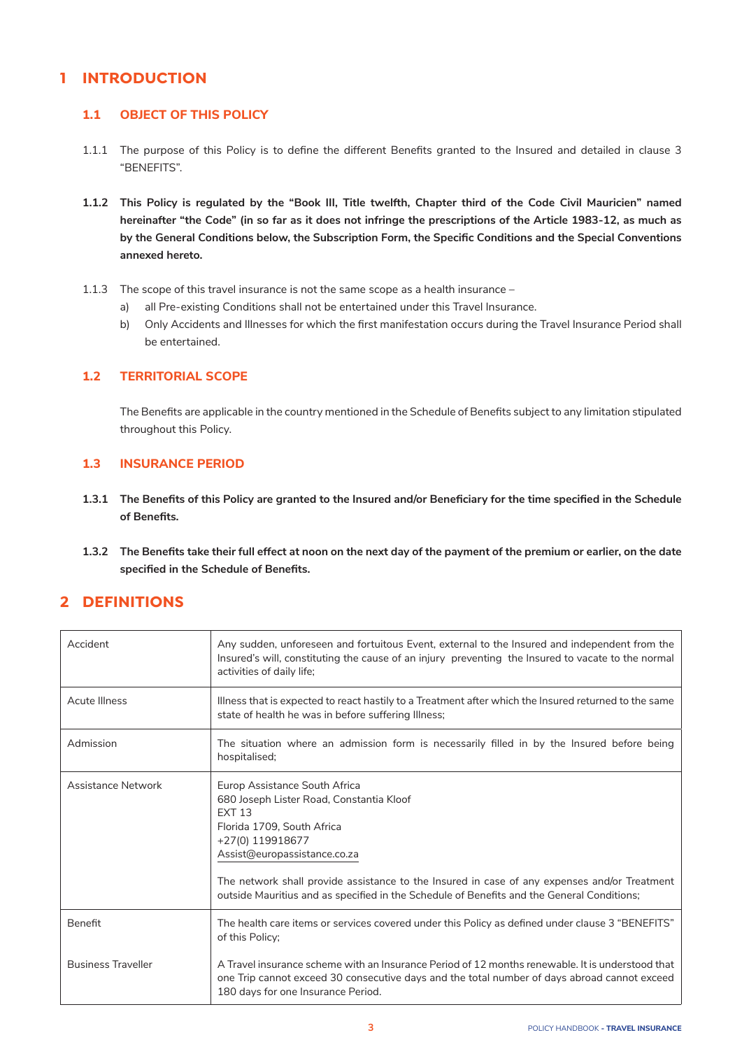# 1 INTRODUCTION

## 1.1 OBJECT OF THIS POLICY

1.1.1 The purpose of this Policy is to define the different Benefits granted to the Insured and detailed in clause 3 "BENEFITS".

**1.1.2 This Policy is regulated by the "Book III, Title twelfth, Chapter third of the Code Civil Mauricien" named hereinafter "the Code" (in so far as it does not infringe the prescriptions of the Article 1983-12, as much as by the General Conditions below, the Subscription Form, the Specific Conditions and the Special Conventions annexed hereto.**

1.1.3 The scope of this travel insurance is not the same scope as a health insurance –

a) all Pre-existing Conditions shall not be entertained under this Travel Insurance.

b) Only Accidents and Illnesses for which the first manifestation occurs during the Travel Insurance Period shall be entertained.

## 1.2 TERRITORIAL SCOPE

The Benefits are applicable in the country mentioned in the Schedule of Benefits subject to any limitation stipulated throughout this Policy.

## 1.3 INSURANCE PERIOD

**1.3.1 The Benefits of this Policy are granted to the Insured and/or Beneficiary for the time specified in the Schedule of Benefits.**

**1.3.2 The Benefits take their full effect at noon on the next day of the payment of the premium or earlier, on the date specified in the Schedule of Benefits.**

# 2 DEFINITIONS

| | |
|---|---|
| Accident | Any sudden, unforeseen and fortuitous Event, external to the Insured and independent from the Insured's will, constituting the cause of an injury preventing the Insured to vacate to the normal activities of daily life; |
| Acute Illness | Illness that is expected to react hastily to a Treatment after which the Insured returned to the same state of health he was in before suffering Illness; |
| Admission | The situation where an admission form is necessarily filled in by the Insured before being hospitalised; |
| Assistance Network | Europ Assistance South Africa<br>680 Joseph Lister Road, Constantia Kloof<br>EXT 13<br>Florida 1709, South Africa<br>+27(0) 119918677<br>Assist@europassistance.co.za<br><br>The network shall provide assistance to the Insured in case of any expenses and/or Treatment outside Mauritius and as specified in the Schedule of Benefits and the General Conditions; |
| Benefit | The health care items or services covered under this Policy as defined under clause 3 "BENEFITS" of this Policy; |
| Business Traveller | A Travel insurance scheme with an Insurance Period of 12 months renewable. It is understood that one Trip cannot exceed 30 consecutive days and the total number of days abroad cannot exceed 180 days for one Insurance Period. |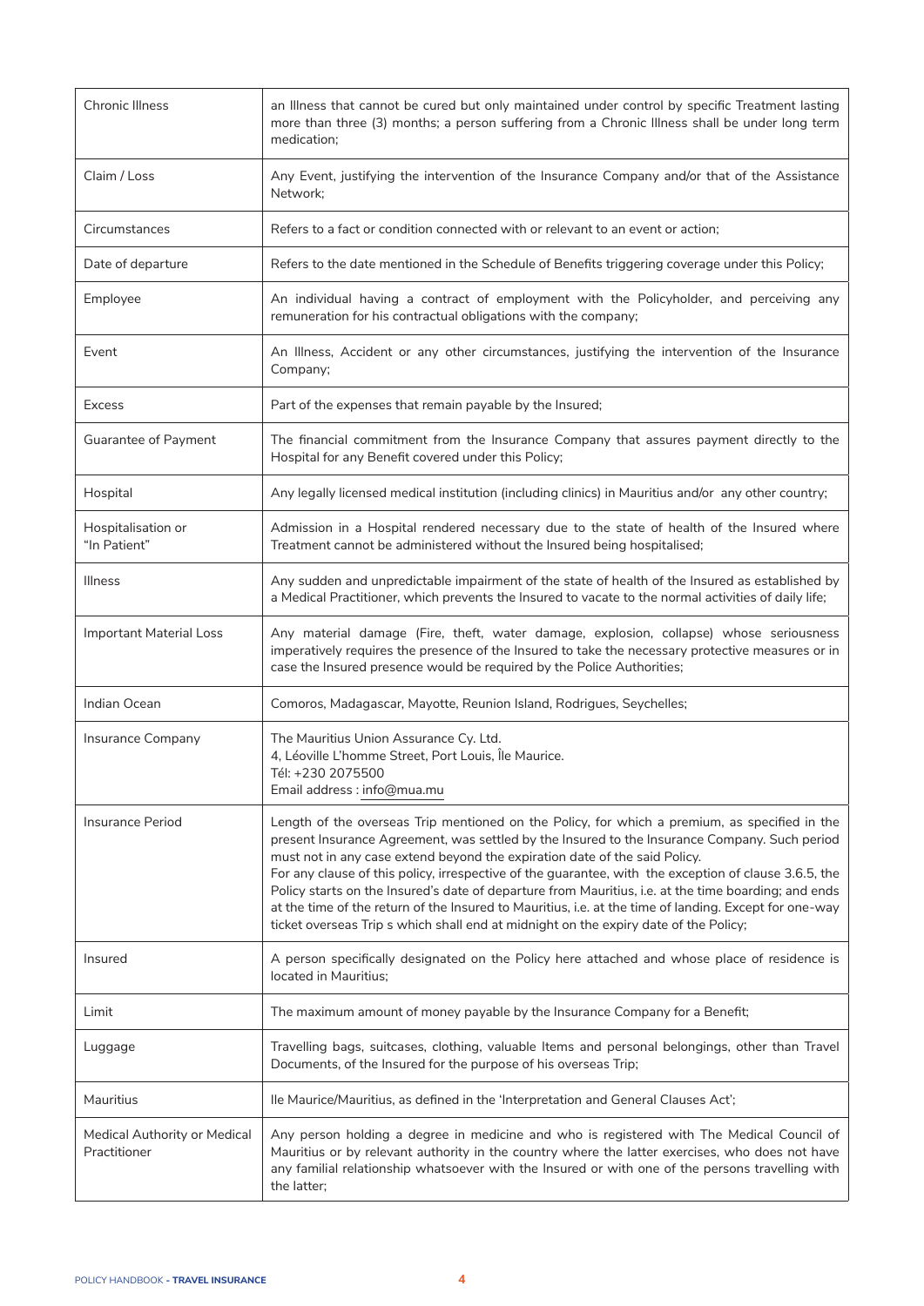| | |
|---|---|
| Chronic Illness | an Illness that cannot be cured but only maintained under control by specific Treatment lasting more than three (3) months; a person suffering from a Chronic Illness shall be under long term medication; |
| Claim / Loss | Any Event, justifying the intervention of the Insurance Company and/or that of the Assistance Network; |
| Circumstances | Refers to a fact or condition connected with or relevant to an event or action; |
| Date of departure | Refers to the date mentioned in the Schedule of Benefits triggering coverage under this Policy; |
| Employee | An individual having a contract of employment with the Policyholder, and perceiving any remuneration for his contractual obligations with the company; |
| Event | An Illness, Accident or any other circumstances, justifying the intervention of the Insurance Company; |
| Excess | Part of the expenses that remain payable by the Insured; |
| Guarantee of Payment | The financial commitment from the Insurance Company that assures payment directly to the Hospital for any Benefit covered under this Policy; |
| Hospital | Any legally licensed medical institution (including clinics) in Mauritius and/or any other country; |
| Hospitalisation or "In Patient" | Admission in a Hospital rendered necessary due to the state of health of the Insured where Treatment cannot be administered without the Insured being hospitalised; |
| Illness | Any sudden and unpredictable impairment of the state of health of the Insured as established by a Medical Practitioner, which prevents the Insured to vacate to the normal activities of daily life; |
| Important Material Loss | Any material damage (Fire, theft, water damage, explosion, collapse) whose seriousness imperatively requires the presence of the Insured to take the necessary protective measures or in case the Insured presence would be required by the Police Authorities; |
| Indian Ocean | Comoros, Madagascar, Mayotte, Reunion Island, Rodrigues, Seychelles; |
| Insurance Company | The Mauritius Union Assurance Cy. Ltd.<br>4, Léoville L'homme Street, Port Louis, Île Maurice.<br>Tél: +230 2075500<br>Email address : info@mua.mu |
| Insurance Period | Length of the overseas Trip mentioned on the Policy, for which a premium, as specified in the present Insurance Agreement, was settled by the Insured to the Insurance Company. Such period must not in any case extend beyond the expiration date of the said Policy.<br>For any clause of this policy, irrespective of the guarantee, with the exception of clause 3.6.5, the Policy starts on the Insured's date of departure from Mauritius, i.e. at the time boarding; and ends at the time of the return of the Insured to Mauritius, i.e. at the time of landing. Except for one-way ticket overseas Trip s which shall end at midnight on the expiry date of the Policy; |
| Insured | A person specifically designated on the Policy here attached and whose place of residence is located in Mauritius; |
| Limit | The maximum amount of money payable by the Insurance Company for a Benefit; |
| Luggage | Travelling bags, suitcases, clothing, valuable Items and personal belongings, other than Travel Documents, of the Insured for the purpose of his overseas Trip; |
| Mauritius | Ile Maurice/Mauritius, as defined in the 'Interpretation and General Clauses Act'; |
| Medical Authority or Medical Practitioner | Any person holding a degree in medicine and who is registered with The Medical Council of Mauritius or by relevant authority in the country where the latter exercises, who does not have any familial relationship whatsoever with the Insured or with one of the persons travelling with the latter; |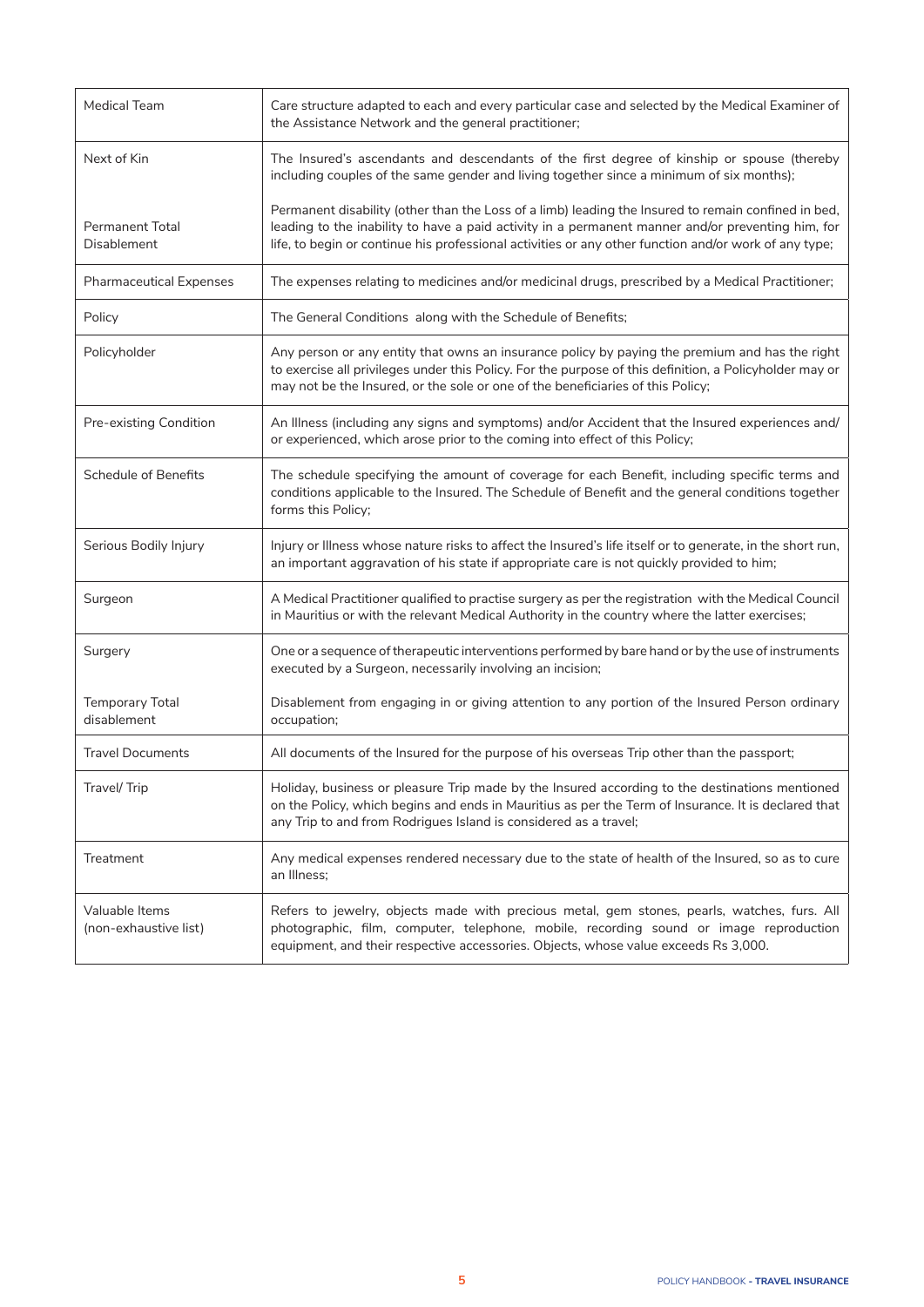| | |
|---|---|
| Medical Team | Care structure adapted to each and every particular case and selected by the Medical Examiner of the Assistance Network and the general practitioner; |
| Next of Kin | The Insured's ascendants and descendants of the first degree of kinship or spouse (thereby including couples of the same gender and living together since a minimum of six months); |
| Permanent Total Disablement | Permanent disability (other than the Loss of a limb) leading the Insured to remain confined in bed, leading to the inability to have a paid activity in a permanent manner and/or preventing him, for life, to begin or continue his professional activities or any other function and/or work of any type; |
| Pharmaceutical Expenses | The expenses relating to medicines and/or medicinal drugs, prescribed by a Medical Practitioner; |
| Policy | The General Conditions along with the Schedule of Benefits; |
| Policyholder | Any person or any entity that owns an insurance policy by paying the premium and has the right to exercise all privileges under this Policy. For the purpose of this definition, a Policyholder may or may not be the Insured, or the sole or one of the beneficiaries of this Policy; |
| Pre-existing Condition | An Illness (including any signs and symptoms) and/or Accident that the Insured experiences and/or experienced, which arose prior to the coming into effect of this Policy; |
| Schedule of Benefits | The schedule specifying the amount of coverage for each Benefit, including specific terms and conditions applicable to the Insured. The Schedule of Benefit and the general conditions together forms this Policy; |
| Serious Bodily Injury | Injury or Illness whose nature risks to affect the Insured's life itself or to generate, in the short run, an important aggravation of his state if appropriate care is not quickly provided to him; |
| Surgeon | A Medical Practitioner qualified to practise surgery as per the registration with the Medical Council in Mauritius or with the relevant Medical Authority in the country where the latter exercises; |
| Surgery | One or a sequence of therapeutic interventions performed by bare hand or by the use of instruments executed by a Surgeon, necessarily involving an incision; |
| Temporary Total disablement | Disablement from engaging in or giving attention to any portion of the Insured Person ordinary occupation; |
| Travel Documents | All documents of the Insured for the purpose of his overseas Trip other than the passport; |
| Travel/ Trip | Holiday, business or pleasure Trip made by the Insured according to the destinations mentioned on the Policy, which begins and ends in Mauritius as per the Term of Insurance. It is declared that any Trip to and from Rodrigues Island is considered as a travel; |
| Treatment | Any medical expenses rendered necessary due to the state of health of the Insured, so as to cure an Illness; |
| Valuable Items (non-exhaustive list) | Refers to jewelry, objects made with precious metal, gem stones, pearls, watches, furs. All photographic, film, computer, telephone, mobile, recording sound or image reproduction equipment, and their respective accessories. Objects, whose value exceeds Rs 3,000. |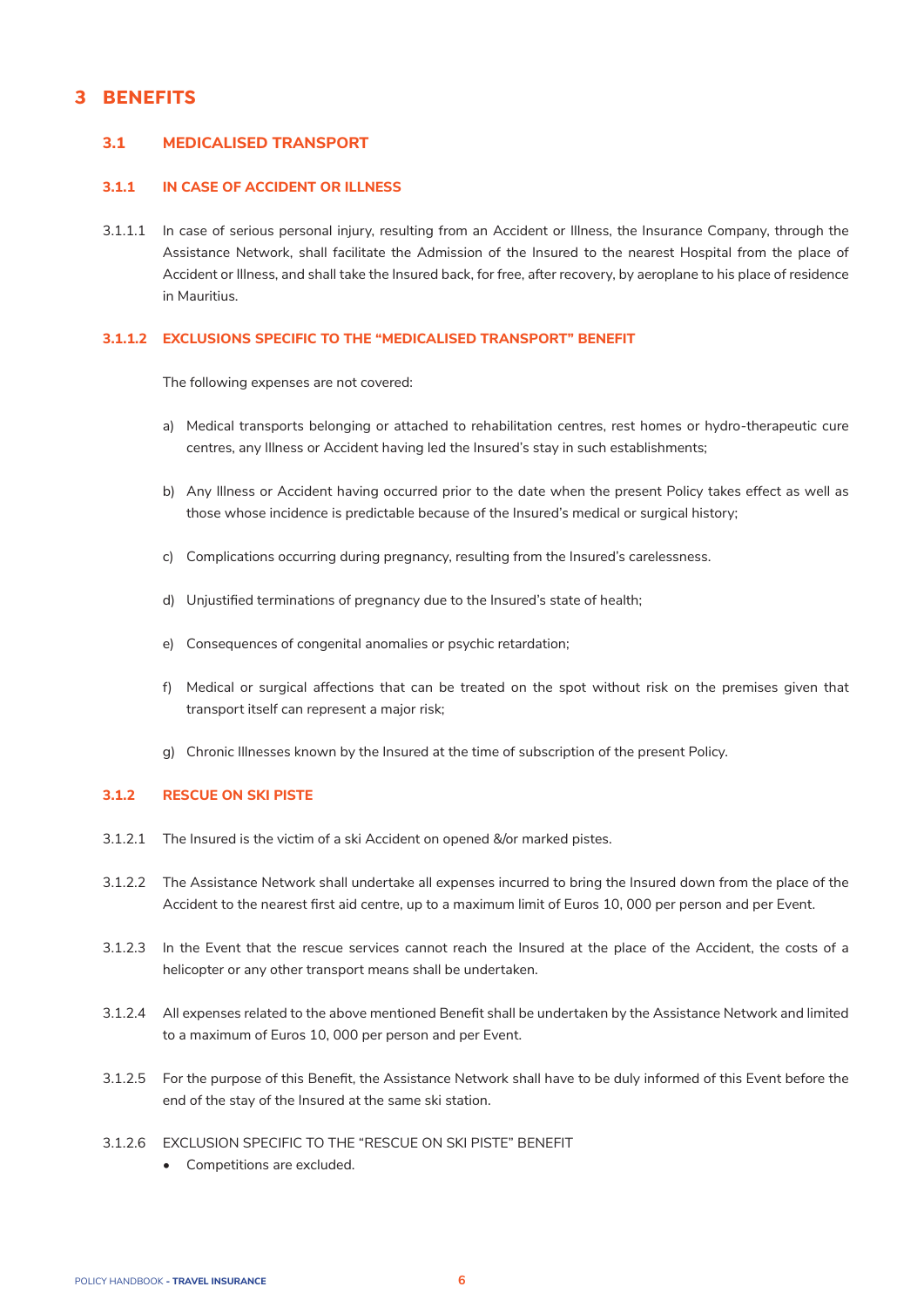# 3 BENEFITS

## 3.1 MEDICALISED TRANSPORT

### 3.1.1 IN CASE OF ACCIDENT OR ILLNESS

3.1.1.1 In case of serious personal injury, resulting from an Accident or Illness, the Insurance Company, through the Assistance Network, shall facilitate the Admission of the Insured to the nearest Hospital from the place of Accident or Illness, and shall take the Insured back, for free, after recovery, by aeroplane to his place of residence in Mauritius.

#### 3.1.1.2 EXCLUSIONS SPECIFIC TO THE "MEDICALISED TRANSPORT" BENEFIT

The following expenses are not covered:

a) Medical transports belonging or attached to rehabilitation centres, rest homes or hydro-therapeutic cure centres, any Illness or Accident having led the Insured's stay in such establishments;

b) Any Illness or Accident having occurred prior to the date when the present Policy takes effect as well as those whose incidence is predictable because of the Insured's medical or surgical history;

c) Complications occurring during pregnancy, resulting from the Insured's carelessness.

d) Unjustified terminations of pregnancy due to the Insured's state of health;

e) Consequences of congenital anomalies or psychic retardation;

f) Medical or surgical affections that can be treated on the spot without risk on the premises given that transport itself can represent a major risk;

g) Chronic Illnesses known by the Insured at the time of subscription of the present Policy.

### 3.1.2 RESCUE ON SKI PISTE

3.1.2.1 The Insured is the victim of a ski Accident on opened &/or marked pistes.

3.1.2.2 The Assistance Network shall undertake all expenses incurred to bring the Insured down from the place of the Accident to the nearest first aid centre, up to a maximum limit of Euros 10, 000 per person and per Event.

3.1.2.3 In the Event that the rescue services cannot reach the Insured at the place of the Accident, the costs of a helicopter or any other transport means shall be undertaken.

3.1.2.4 All expenses related to the above mentioned Benefit shall be undertaken by the Assistance Network and limited to a maximum of Euros 10, 000 per person and per Event.

3.1.2.5 For the purpose of this Benefit, the Assistance Network shall have to be duly informed of this Event before the end of the stay of the Insured at the same ski station.

3.1.2.6 EXCLUSION SPECIFIC TO THE "RESCUE ON SKI PISTE" BENEFIT

- Competitions are excluded.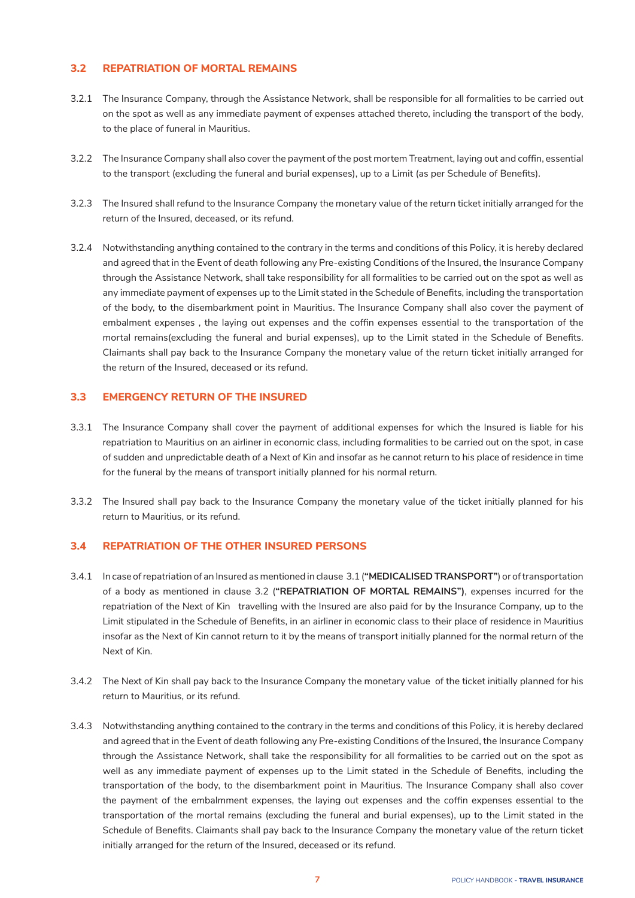### 3.2 REPATRIATION OF MORTAL REMAINS

3.2.1 The Insurance Company, through the Assistance Network, shall be responsible for all formalities to be carried out on the spot as well as any immediate payment of expenses attached thereto, including the transport of the body, to the place of funeral in Mauritius.

3.2.2 The Insurance Company shall also cover the payment of the post mortem Treatment, laying out and coffin, essential to the transport (excluding the funeral and burial expenses), up to a Limit (as per Schedule of Benefits).

3.2.3 The Insured shall refund to the Insurance Company the monetary value of the return ticket initially arranged for the return of the Insured, deceased, or its refund.

3.2.4 Notwithstanding anything contained to the contrary in the terms and conditions of this Policy, it is hereby declared and agreed that in the Event of death following any Pre-existing Conditions of the Insured, the Insurance Company through the Assistance Network, shall take responsibility for all formalities to be carried out on the spot as well as any immediate payment of expenses up to the Limit stated in the Schedule of Benefits, including the transportation of the body, to the disembarkment point in Mauritius. The Insurance Company shall also cover the payment of embalment expenses , the laying out expenses and the coffin expenses essential to the transportation of the mortal remains(excluding the funeral and burial expenses), up to the Limit stated in the Schedule of Benefits. Claimants shall pay back to the Insurance Company the monetary value of the return ticket initially arranged for the return of the Insured, deceased or its refund.

### 3.3 EMERGENCY RETURN OF THE INSURED

3.3.1 The Insurance Company shall cover the payment of additional expenses for which the Insured is liable for his repatriation to Mauritius on an airliner in economic class, including formalities to be carried out on the spot, in case of sudden and unpredictable death of a Next of Kin and insofar as he cannot return to his place of residence in time for the funeral by the means of transport initially planned for his normal return.

3.3.2 The Insured shall pay back to the Insurance Company the monetary value of the ticket initially planned for his return to Mauritius, or its refund.

### 3.4 REPATRIATION OF THE OTHER INSURED PERSONS

3.4.1 In case of repatriation of an Insured as mentioned in clause 3.1 (**"MEDICALISED TRANSPORT"**) or of transportation of a body as mentioned in clause 3.2 (**"REPATRIATION OF MORTAL REMAINS")**, expenses incurred for the repatriation of the Next of Kin travelling with the Insured are also paid for by the Insurance Company, up to the Limit stipulated in the Schedule of Benefits, in an airliner in economic class to their place of residence in Mauritius insofar as the Next of Kin cannot return to it by the means of transport initially planned for the normal return of the Next of Kin.

3.4.2 The Next of Kin shall pay back to the Insurance Company the monetary value of the ticket initially planned for his return to Mauritius, or its refund.

3.4.3 Notwithstanding anything contained to the contrary in the terms and conditions of this Policy, it is hereby declared and agreed that in the Event of death following any Pre-existing Conditions of the Insured, the Insurance Company through the Assistance Network, shall take the responsibility for all formalities to be carried out on the spot as well as any immediate payment of expenses up to the Limit stated in the Schedule of Benefits, including the transportation of the body, to the disembarkment point in Mauritius. The Insurance Company shall also cover the payment of the embalmment expenses, the laying out expenses and the coffin expenses essential to the transportation of the mortal remains (excluding the funeral and burial expenses), up to the Limit stated in the Schedule of Benefits. Claimants shall pay back to the Insurance Company the monetary value of the return ticket initially arranged for the return of the Insured, deceased or its refund.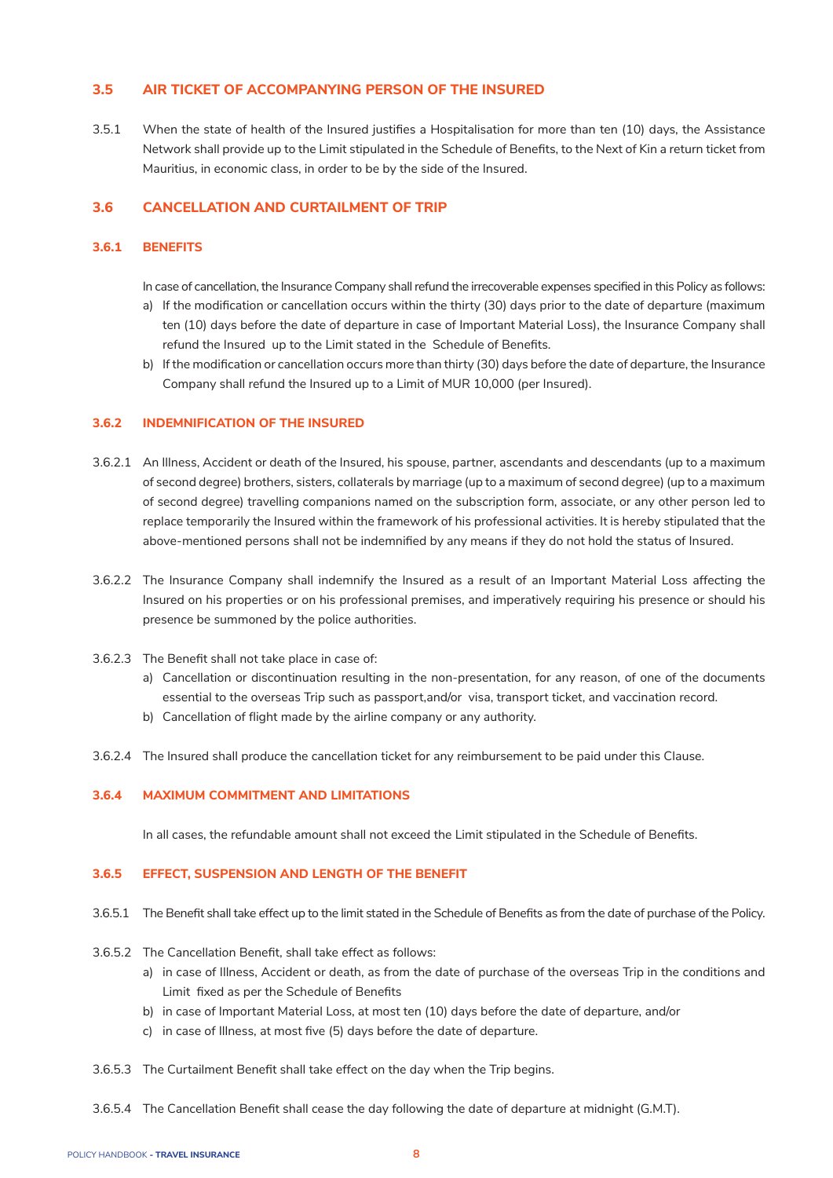### 3.5 AIR TICKET OF ACCOMPANYING PERSON OF THE INSURED

3.5.1 When the state of health of the Insured justifies a Hospitalisation for more than ten (10) days, the Assistance Network shall provide up to the Limit stipulated in the Schedule of Benefits, to the Next of Kin a return ticket from Mauritius, in economic class, in order to be by the side of the Insured.

### 3.6 CANCELLATION AND CURTAILMENT OF TRIP

#### 3.6.1 BENEFITS

In case of cancellation, the Insurance Company shall refund the irrecoverable expenses specified in this Policy as follows:

a) If the modification or cancellation occurs within the thirty (30) days prior to the date of departure (maximum ten (10) days before the date of departure in case of Important Material Loss), the Insurance Company shall refund the Insured up to the Limit stated in the Schedule of Benefits.

b) If the modification or cancellation occurs more than thirty (30) days before the date of departure, the Insurance Company shall refund the Insured up to a Limit of MUR 10,000 (per Insured).

#### 3.6.2 INDEMNIFICATION OF THE INSURED

3.6.2.1 An Illness, Accident or death of the Insured, his spouse, partner, ascendants and descendants (up to a maximum of second degree) brothers, sisters, collaterals by marriage (up to a maximum of second degree) (up to a maximum of second degree) travelling companions named on the subscription form, associate, or any other person led to replace temporarily the Insured within the framework of his professional activities. It is hereby stipulated that the above-mentioned persons shall not be indemnified by any means if they do not hold the status of Insured.

3.6.2.2 The Insurance Company shall indemnify the Insured as a result of an Important Material Loss affecting the Insured on his properties or on his professional premises, and imperatively requiring his presence or should his presence be summoned by the police authorities.

3.6.2.3 The Benefit shall not take place in case of:

a) Cancellation or discontinuation resulting in the non-presentation, for any reason, of one of the documents essential to the overseas Trip such as passport,and/or visa, transport ticket, and vaccination record.

b) Cancellation of flight made by the airline company or any authority.

3.6.2.4 The Insured shall produce the cancellation ticket for any reimbursement to be paid under this Clause.

#### 3.6.4 MAXIMUM COMMITMENT AND LIMITATIONS

In all cases, the refundable amount shall not exceed the Limit stipulated in the Schedule of Benefits.

#### 3.6.5 EFFECT, SUSPENSION AND LENGTH OF THE BENEFIT

3.6.5.1 The Benefit shall take effect up to the limit stated in the Schedule of Benefits as from the date of purchase of the Policy.

3.6.5.2 The Cancellation Benefit, shall take effect as follows:

a) in case of Illness, Accident or death, as from the date of purchase of the overseas Trip in the conditions and Limit fixed as per the Schedule of Benefits

b) in case of Important Material Loss, at most ten (10) days before the date of departure, and/or

c) in case of Illness, at most five (5) days before the date of departure.

3.6.5.3 The Curtailment Benefit shall take effect on the day when the Trip begins.

3.6.5.4 The Cancellation Benefit shall cease the day following the date of departure at midnight (G.M.T).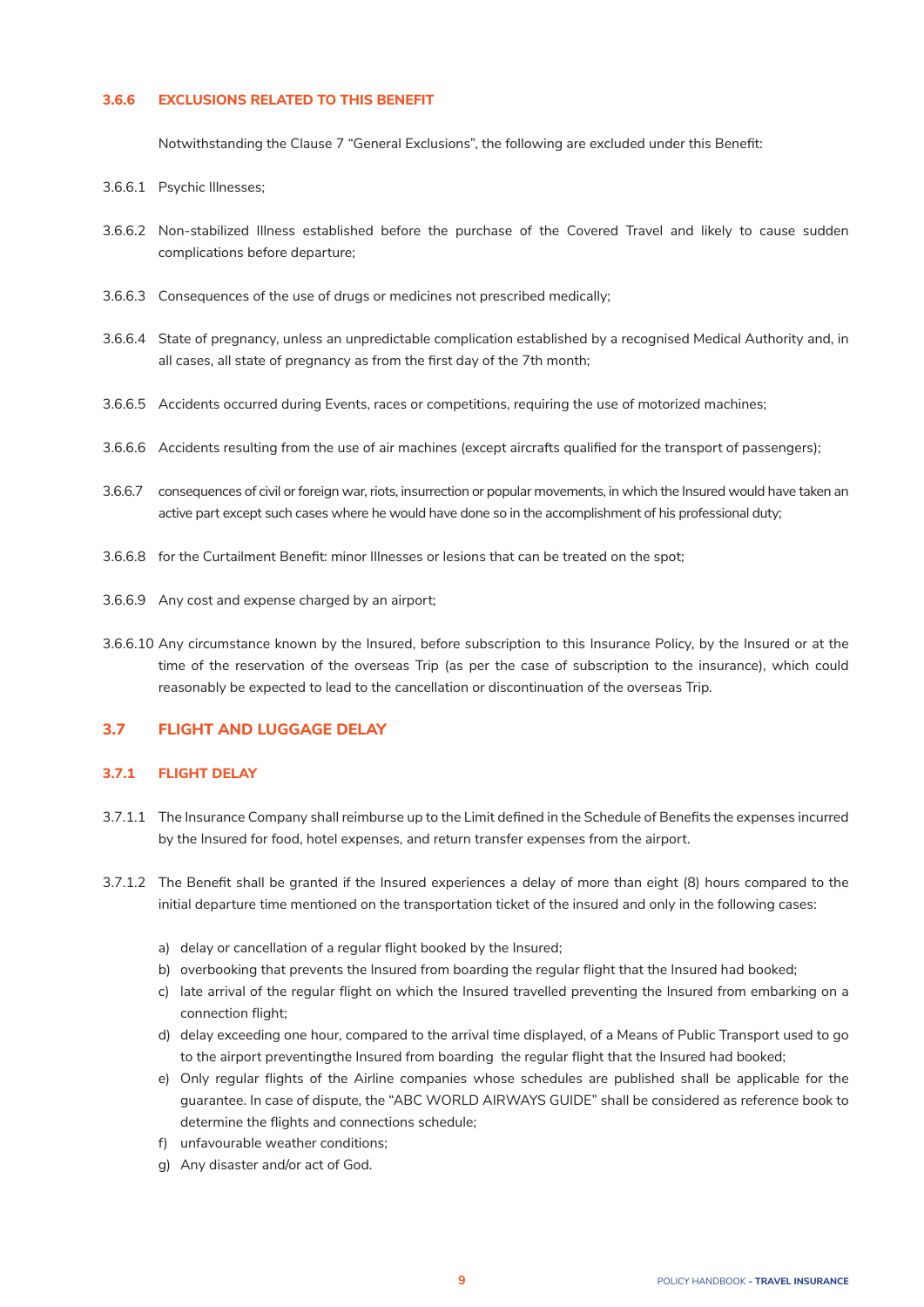### 3.6.6 EXCLUSIONS RELATED TO THIS BENEFIT

Notwithstanding the Clause 7 "General Exclusions", the following are excluded under this Benefit:

3.6.6.1 Psychic Illnesses;

3.6.6.2 Non-stabilized Illness established before the purchase of the Covered Travel and likely to cause sudden complications before departure;

3.6.6.3 Consequences of the use of drugs or medicines not prescribed medically;

3.6.6.4 State of pregnancy, unless an unpredictable complication established by a recognised Medical Authority and, in all cases, all state of pregnancy as from the first day of the 7th month;

3.6.6.5 Accidents occurred during Events, races or competitions, requiring the use of motorized machines;

3.6.6.6 Accidents resulting from the use of air machines (except aircrafts qualified for the transport of passengers);

3.6.6.7 consequences of civil or foreign war, riots, insurrection or popular movements, in which the Insured would have taken an active part except such cases where he would have done so in the accomplishment of his professional duty;

3.6.6.8 for the Curtailment Benefit: minor Illnesses or lesions that can be treated on the spot;

3.6.6.9 Any cost and expense charged by an airport;

3.6.6.10 Any circumstance known by the Insured, before subscription to this Insurance Policy, by the Insured or at the time of the reservation of the overseas Trip (as per the case of subscription to the insurance), which could reasonably be expected to lead to the cancellation or discontinuation of the overseas Trip.

## 3.7 FLIGHT AND LUGGAGE DELAY

### 3.7.1 FLIGHT DELAY

3.7.1.1 The Insurance Company shall reimburse up to the Limit defined in the Schedule of Benefits the expenses incurred by the Insured for food, hotel expenses, and return transfer expenses from the airport.

3.7.1.2 The Benefit shall be granted if the Insured experiences a delay of more than eight (8) hours compared to the initial departure time mentioned on the transportation ticket of the insured and only in the following cases:

a) delay or cancellation of a regular flight booked by the Insured;
b) overbooking that prevents the Insured from boarding the regular flight that the Insured had booked;
c) late arrival of the regular flight on which the Insured travelled preventing the Insured from embarking on a connection flight;
d) delay exceeding one hour, compared to the arrival time displayed, of a Means of Public Transport used to go to the airport preventingthe Insured from boarding the regular flight that the Insured had booked;
e) Only regular flights of the Airline companies whose schedules are published shall be applicable for the guarantee. In case of dispute, the "ABC WORLD AIRWAYS GUIDE" shall be considered as reference book to determine the flights and connections schedule;
f) unfavourable weather conditions;
g) Any disaster and/or act of God.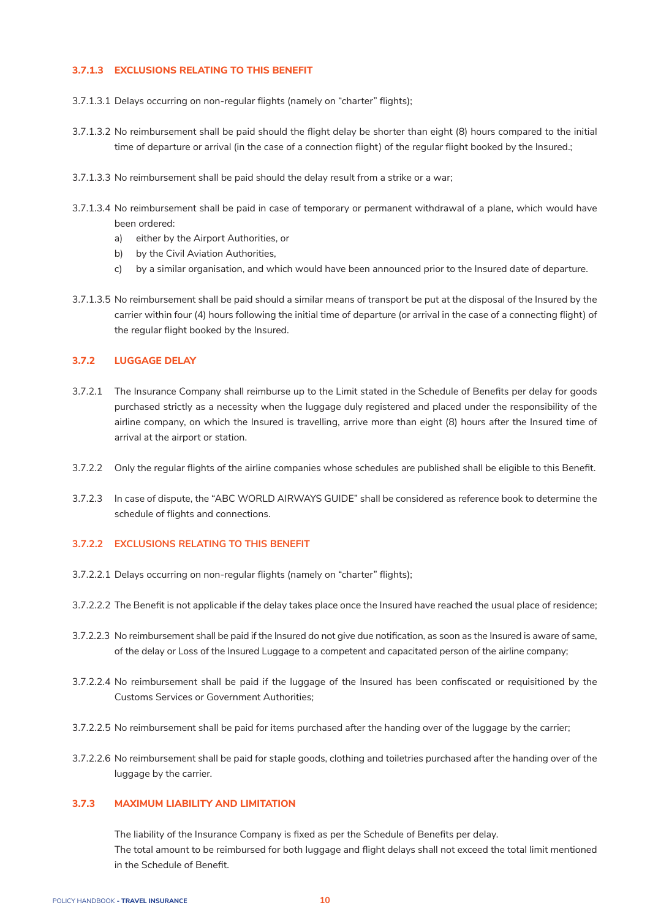### 3.7.1.3 EXCLUSIONS RELATING TO THIS BENEFIT

3.7.1.3.1 Delays occurring on non-regular flights (namely on "charter" flights);

3.7.1.3.2 No reimbursement shall be paid should the flight delay be shorter than eight (8) hours compared to the initial time of departure or arrival (in the case of a connection flight) of the regular flight booked by the Insured.;

3.7.1.3.3 No reimbursement shall be paid should the delay result from a strike or a war;

3.7.1.3.4 No reimbursement shall be paid in case of temporary or permanent withdrawal of a plane, which would have been ordered:

a) either by the Airport Authorities, or
b) by the Civil Aviation Authorities,
c) by a similar organisation, and which would have been announced prior to the Insured date of departure.

3.7.1.3.5 No reimbursement shall be paid should a similar means of transport be put at the disposal of the Insured by the carrier within four (4) hours following the initial time of departure (or arrival in the case of a connecting flight) of the regular flight booked by the Insured.

### 3.7.2 LUGGAGE DELAY

3.7.2.1 The Insurance Company shall reimburse up to the Limit stated in the Schedule of Benefits per delay for goods purchased strictly as a necessity when the luggage duly registered and placed under the responsibility of the airline company, on which the Insured is travelling, arrive more than eight (8) hours after the Insured time of arrival at the airport or station.

3.7.2.2 Only the regular flights of the airline companies whose schedules are published shall be eligible to this Benefit.

3.7.2.3 In case of dispute, the "ABC WORLD AIRWAYS GUIDE" shall be considered as reference book to determine the schedule of flights and connections.

### 3.7.2.2 EXCLUSIONS RELATING TO THIS BENEFIT

3.7.2.2.1 Delays occurring on non-regular flights (namely on "charter" flights);

3.7.2.2.2 The Benefit is not applicable if the delay takes place once the Insured have reached the usual place of residence;

3.7.2.2.3 No reimbursement shall be paid if the Insured do not give due notification, as soon as the Insured is aware of same, of the delay or Loss of the Insured Luggage to a competent and capacitated person of the airline company;

3.7.2.2.4 No reimbursement shall be paid if the luggage of the Insured has been confiscated or requisitioned by the Customs Services or Government Authorities;

3.7.2.2.5 No reimbursement shall be paid for items purchased after the handing over of the luggage by the carrier;

3.7.2.2.6 No reimbursement shall be paid for staple goods, clothing and toiletries purchased after the handing over of the luggage by the carrier.

### 3.7.3 MAXIMUM LIABILITY AND LIMITATION

The liability of the Insurance Company is fixed as per the Schedule of Benefits per delay.
The total amount to be reimbursed for both luggage and flight delays shall not exceed the total limit mentioned in the Schedule of Benefit.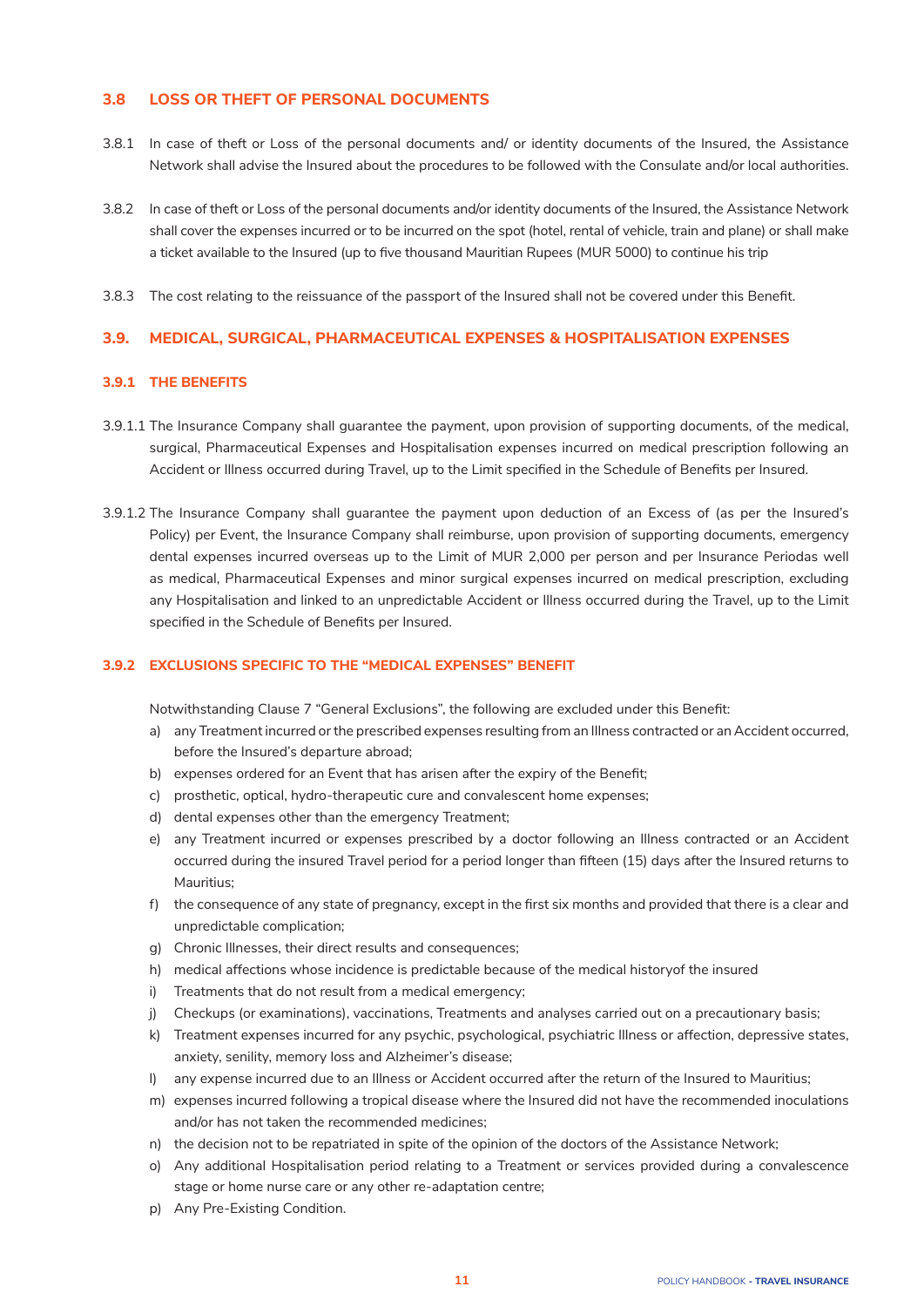### 3.8 LOSS OR THEFT OF PERSONAL DOCUMENTS

3.8.1 In case of theft or Loss of the personal documents and/ or identity documents of the Insured, the Assistance Network shall advise the Insured about the procedures to be followed with the Consulate and/or local authorities.

3.8.2 In case of theft or Loss of the personal documents and/or identity documents of the Insured, the Assistance Network shall cover the expenses incurred or to be incurred on the spot (hotel, rental of vehicle, train and plane) or shall make a ticket available to the Insured (up to five thousand Mauritian Rupees (MUR 5000) to continue his trip

3.8.3 The cost relating to the reissuance of the passport of the Insured shall not be covered under this Benefit.

### 3.9. MEDICAL, SURGICAL, PHARMACEUTICAL EXPENSES & HOSPITALISATION EXPENSES

#### 3.9.1 THE BENEFITS

3.9.1.1 The Insurance Company shall guarantee the payment, upon provision of supporting documents, of the medical, surgical, Pharmaceutical Expenses and Hospitalisation expenses incurred on medical prescription following an Accident or Illness occurred during Travel, up to the Limit specified in the Schedule of Benefits per Insured.

3.9.1.2 The Insurance Company shall guarantee the payment upon deduction of an Excess of (as per the Insured's Policy) per Event, the Insurance Company shall reimburse, upon provision of supporting documents, emergency dental expenses incurred overseas up to the Limit of MUR 2,000 per person and per Insurance Periodas well as medical, Pharmaceutical Expenses and minor surgical expenses incurred on medical prescription, excluding any Hospitalisation and linked to an unpredictable Accident or Illness occurred during the Travel, up to the Limit specified in the Schedule of Benefits per Insured.

#### 3.9.2 EXCLUSIONS SPECIFIC TO THE "MEDICAL EXPENSES" BENEFIT

Notwithstanding Clause 7 "General Exclusions", the following are excluded under this Benefit:

a) any Treatment incurred or the prescribed expenses resulting from an Illness contracted or an Accident occurred, before the Insured's departure abroad;
b) expenses ordered for an Event that has arisen after the expiry of the Benefit;
c) prosthetic, optical, hydro-therapeutic cure and convalescent home expenses;
d) dental expenses other than the emergency Treatment;
e) any Treatment incurred or expenses prescribed by a doctor following an Illness contracted or an Accident occurred during the insured Travel period for a period longer than fifteen (15) days after the Insured returns to Mauritius;
f) the consequence of any state of pregnancy, except in the first six months and provided that there is a clear and unpredictable complication;
g) Chronic Illnesses, their direct results and consequences;
h) medical affections whose incidence is predictable because of the medical historyof the insured
i) Treatments that do not result from a medical emergency;
j) Checkups (or examinations), vaccinations, Treatments and analyses carried out on a precautionary basis;
k) Treatment expenses incurred for any psychic, psychological, psychiatric Illness or affection, depressive states, anxiety, senility, memory loss and Alzheimer's disease;
l) any expense incurred due to an Illness or Accident occurred after the return of the Insured to Mauritius;
m) expenses incurred following a tropical disease where the Insured did not have the recommended inoculations and/or has not taken the recommended medicines;
n) the decision not to be repatriated in spite of the opinion of the doctors of the Assistance Network;
o) Any additional Hospitalisation period relating to a Treatment or services provided during a convalescence stage or home nurse care or any other re-adaptation centre;
p) Any Pre-Existing Condition.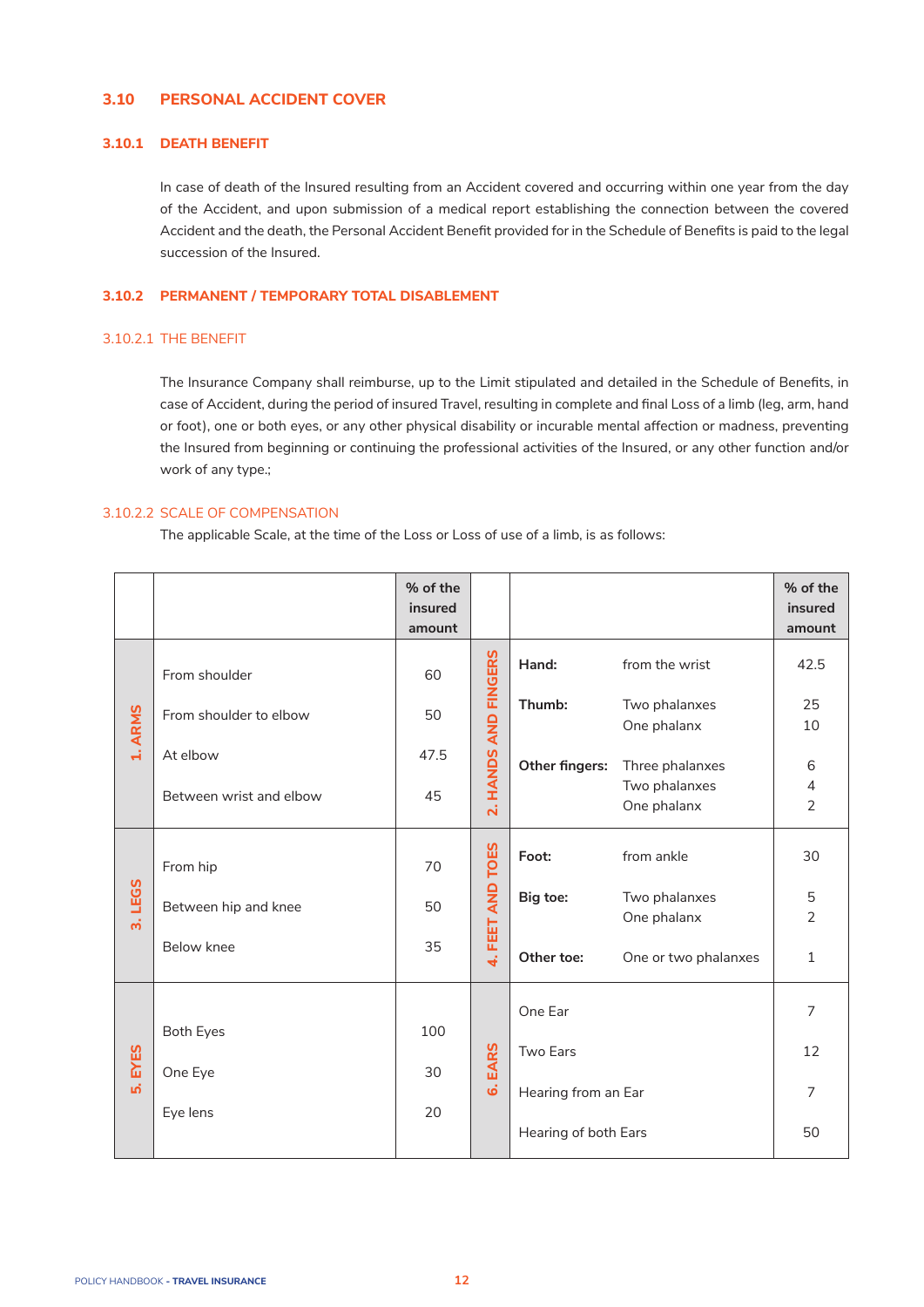## 3.10 PERSONAL ACCIDENT COVER

### 3.10.1 DEATH BENEFIT

In case of death of the Insured resulting from an Accident covered and occurring within one year from the day of the Accident, and upon submission of a medical report establishing the connection between the covered Accident and the death, the Personal Accident Benefit provided for in the Schedule of Benefits is paid to the legal succession of the Insured.

### 3.10.2 PERMANENT / TEMPORARY TOTAL DISABLEMENT

#### 3.10.2.1 THE BENEFIT

The Insurance Company shall reimburse, up to the Limit stipulated and detailed in the Schedule of Benefits, in case of Accident, during the period of insured Travel, resulting in complete and final Loss of a limb (leg, arm, hand or foot), one or both eyes, or any other physical disability or incurable mental affection or madness, preventing the Insured from beginning or continuing the professional activities of the Insured, or any other function and/or work of any type.;

#### 3.10.2.2 SCALE OF COMPENSATION

The applicable Scale, at the time of the Loss or Loss of use of a limb, is as follows:

| | | % of the insured amount | | | | % of the insured amount |
|---|---|---|---|---|---|---|
| 1. ARMS | From shoulder | 60 | 2. HANDS AND FINGERS | **Hand:** | from the wrist | 42.5 |
| | From shoulder to elbow | 50 | | **Thumb:** | Two phalanxes | 25 |
| | | | | | One phalanx | 10 |
| | At elbow | 47.5 | | **Other fingers:** | Three phalanxes | 6 |
| | | | | | Two phalanxes | 4 |
| | Between wrist and elbow | 45 | | | One phalanx | 2 |
| 3. LEGS | From hip | 70 | 4. FEET AND TOES | **Foot:** | from ankle | 30 |
| | Between hip and knee | 50 | | **Big toe:** | Two phalanxes | 5 |
| | | | | | One phalanx | 2 |
| | Below knee | 35 | | **Other toe:** | One or two phalanxes | 1 |
| 5. EYES | | | 6. EARS | One Ear | | 7 |
| | Both Eyes | 100 | | Two Ears | | 12 |
| | One Eye | 30 | | Hearing from an Ear | | 7 |
| | Eye lens | 20 | | Hearing of both Ears | | 50 |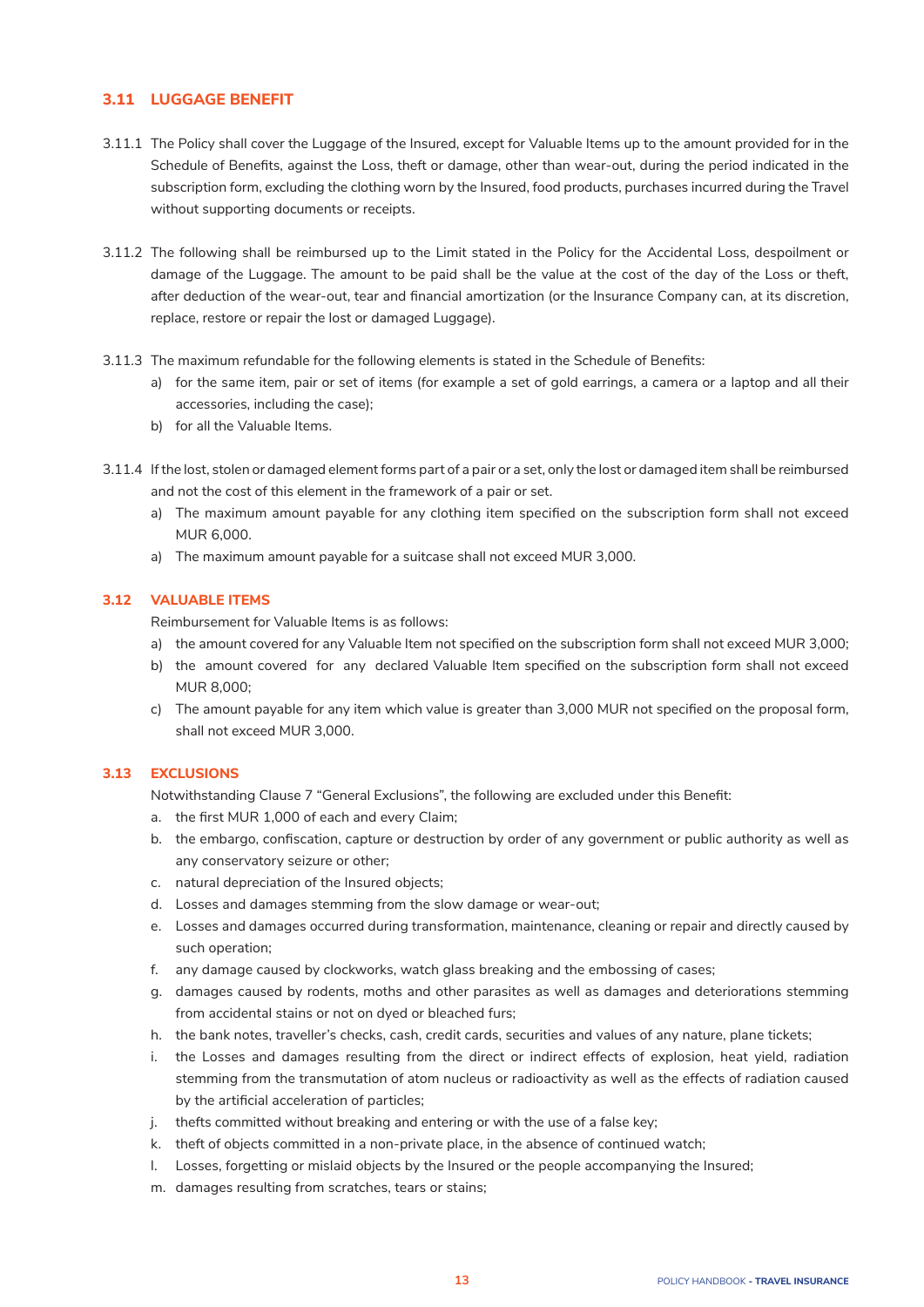## 3.11 LUGGAGE BENEFIT

3.11.1 The Policy shall cover the Luggage of the Insured, except for Valuable Items up to the amount provided for in the Schedule of Benefits, against the Loss, theft or damage, other than wear-out, during the period indicated in the subscription form, excluding the clothing worn by the Insured, food products, purchases incurred during the Travel without supporting documents or receipts.

3.11.2 The following shall be reimbursed up to the Limit stated in the Policy for the Accidental Loss, despoilment or damage of the Luggage. The amount to be paid shall be the value at the cost of the day of the Loss or theft, after deduction of the wear-out, tear and financial amortization (or the Insurance Company can, at its discretion, replace, restore or repair the lost or damaged Luggage).

3.11.3 The maximum refundable for the following elements is stated in the Schedule of Benefits:

a) for the same item, pair or set of items (for example a set of gold earrings, a camera or a laptop and all their accessories, including the case);
b) for all the Valuable Items.

3.11.4 If the lost, stolen or damaged element forms part of a pair or a set, only the lost or damaged item shall be reimbursed and not the cost of this element in the framework of a pair or set.

a) The maximum amount payable for any clothing item specified on the subscription form shall not exceed MUR 6,000.
a) The maximum amount payable for a suitcase shall not exceed MUR 3,000.

### 3.12 VALUABLE ITEMS

Reimbursement for Valuable Items is as follows:

a) the amount covered for any Valuable Item not specified on the subscription form shall not exceed MUR 3,000;
b) the amount covered for any declared Valuable Item specified on the subscription form shall not exceed MUR 8,000;
c) The amount payable for any item which value is greater than 3,000 MUR not specified on the proposal form, shall not exceed MUR 3,000.

### 3.13 EXCLUSIONS

Notwithstanding Clause 7 “General Exclusions”, the following are excluded under this Benefit:

a. the first MUR 1,000 of each and every Claim;
b. the embargo, confiscation, capture or destruction by order of any government or public authority as well as any conservatory seizure or other;
c. natural depreciation of the Insured objects;
d. Losses and damages stemming from the slow damage or wear-out;
e. Losses and damages occurred during transformation, maintenance, cleaning or repair and directly caused by such operation;
f. any damage caused by clockworks, watch glass breaking and the embossing of cases;
g. damages caused by rodents, moths and other parasites as well as damages and deteriorations stemming from accidental stains or not on dyed or bleached furs;
h. the bank notes, traveller’s checks, cash, credit cards, securities and values of any nature, plane tickets;
i. the Losses and damages resulting from the direct or indirect effects of explosion, heat yield, radiation stemming from the transmutation of atom nucleus or radioactivity as well as the effects of radiation caused by the artificial acceleration of particles;
j. thefts committed without breaking and entering or with the use of a false key;
k. theft of objects committed in a non-private place, in the absence of continued watch;
l. Losses, forgetting or mislaid objects by the Insured or the people accompanying the Insured;
m. damages resulting from scratches, tears or stains;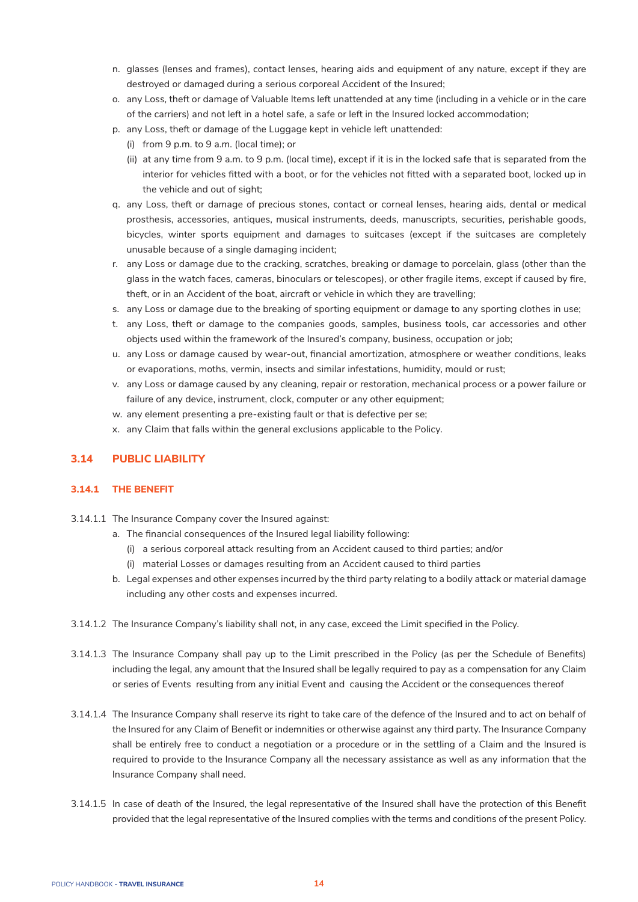n. glasses (lenses and frames), contact lenses, hearing aids and equipment of any nature, except if they are destroyed or damaged during a serious corporeal Accident of the Insured;
o. any Loss, theft or damage of Valuable Items left unattended at any time (including in a vehicle or in the care of the carriers) and not left in a hotel safe, a safe or left in the Insured locked accommodation;
p. any Loss, theft or damage of the Luggage kept in vehicle left unattended:
   (i) from 9 p.m. to 9 a.m. (local time); or
   (ii) at any time from 9 a.m. to 9 p.m. (local time), except if it is in the locked safe that is separated from the interior for vehicles fitted with a boot, or for the vehicles not fitted with a separated boot, locked up in the vehicle and out of sight;
q. any Loss, theft or damage of precious stones, contact or corneal lenses, hearing aids, dental or medical prosthesis, accessories, antiques, musical instruments, deeds, manuscripts, securities, perishable goods, bicycles, winter sports equipment and damages to suitcases (except if the suitcases are completely unusable because of a single damaging incident;
r. any Loss or damage due to the cracking, scratches, breaking or damage to porcelain, glass (other than the glass in the watch faces, cameras, binoculars or telescopes), or other fragile items, except if caused by fire, theft, or in an Accident of the boat, aircraft or vehicle in which they are travelling;
s. any Loss or damage due to the breaking of sporting equipment or damage to any sporting clothes in use;
t. any Loss, theft or damage to the companies goods, samples, business tools, car accessories and other objects used within the framework of the Insured's company, business, occupation or job;
u. any Loss or damage caused by wear-out, financial amortization, atmosphere or weather conditions, leaks or evaporations, moths, vermin, insects and similar infestations, humidity, mould or rust;
v. any Loss or damage caused by any cleaning, repair or restoration, mechanical process or a power failure or failure of any device, instrument, clock, computer or any other equipment;
w. any element presenting a pre-existing fault or that is defective per se;
x. any Claim that falls within the general exclusions applicable to the Policy.

## 3.14 PUBLIC LIABILITY

### 3.14.1 THE BENEFIT

3.14.1.1 The Insurance Company cover the Insured against:

a. The financial consequences of the Insured legal liability following:
   (i) a serious corporeal attack resulting from an Accident caused to third parties; and/or
   (i) material Losses or damages resulting from an Accident caused to third parties
b. Legal expenses and other expenses incurred by the third party relating to a bodily attack or material damage including any other costs and expenses incurred.

3.14.1.2 The Insurance Company's liability shall not, in any case, exceed the Limit specified in the Policy.

3.14.1.3 The Insurance Company shall pay up to the Limit prescribed in the Policy (as per the Schedule of Benefits) including the legal, any amount that the Insured shall be legally required to pay as a compensation for any Claim or series of Events resulting from any initial Event and causing the Accident or the consequences thereof

3.14.1.4 The Insurance Company shall reserve its right to take care of the defence of the Insured and to act on behalf of the Insured for any Claim of Benefit or indemnities or otherwise against any third party. The Insurance Company shall be entirely free to conduct a negotiation or a procedure or in the settling of a Claim and the Insured is required to provide to the Insurance Company all the necessary assistance as well as any information that the Insurance Company shall need.

3.14.1.5 In case of death of the Insured, the legal representative of the Insured shall have the protection of this Benefit provided that the legal representative of the Insured complies with the terms and conditions of the present Policy.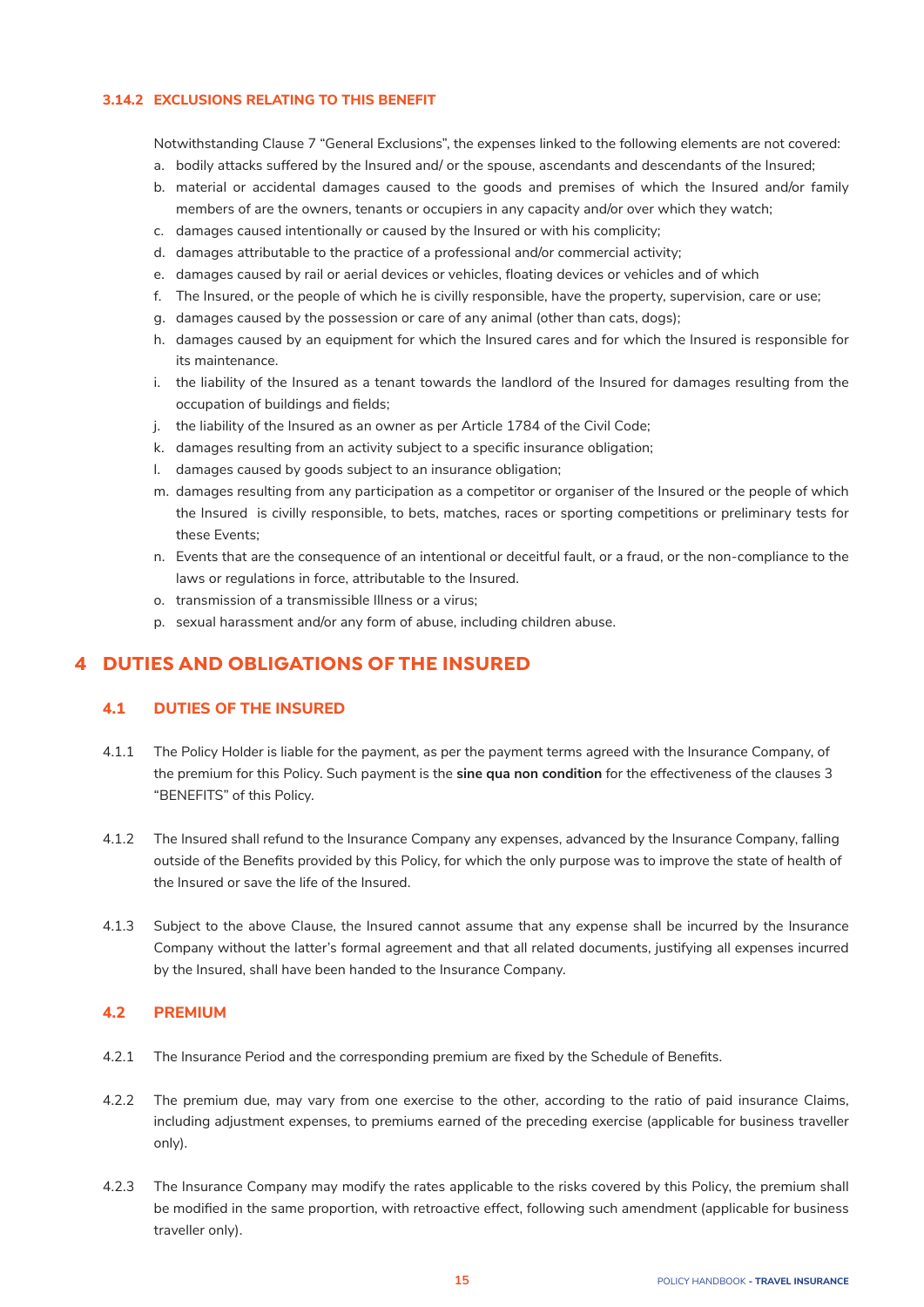#### 3.14.2 EXCLUSIONS RELATING TO THIS BENEFIT

Notwithstanding Clause 7 "General Exclusions", the expenses linked to the following elements are not covered:

a. bodily attacks suffered by the Insured and/ or the spouse, ascendants and descendants of the Insured;
b. material or accidental damages caused to the goods and premises of which the Insured and/or family members of are the owners, tenants or occupiers in any capacity and/or over which they watch;
c. damages caused intentionally or caused by the Insured or with his complicity;
d. damages attributable to the practice of a professional and/or commercial activity;
e. damages caused by rail or aerial devices or vehicles, floating devices or vehicles and of which
f. The Insured, or the people of which he is civilly responsible, have the property, supervision, care or use;
g. damages caused by the possession or care of any animal (other than cats, dogs);
h. damages caused by an equipment for which the Insured cares and for which the Insured is responsible for its maintenance.
i. the liability of the Insured as a tenant towards the landlord of the Insured for damages resulting from the occupation of buildings and fields;
j. the liability of the Insured as an owner as per Article 1784 of the Civil Code;
k. damages resulting from an activity subject to a specific insurance obligation;
l. damages caused by goods subject to an insurance obligation;
m. damages resulting from any participation as a competitor or organiser of the Insured or the people of which the Insured is civilly responsible, to bets, matches, races or sporting competitions or preliminary tests for these Events;
n. Events that are the consequence of an intentional or deceitful fault, or a fraud, or the non-compliance to the laws or regulations in force, attributable to the Insured.
o. transmission of a transmissible Illness or a virus;
p. sexual harassment and/or any form of abuse, including children abuse.

# 4 DUTIES AND OBLIGATIONS OF THE INSURED

## 4.1 DUTIES OF THE INSURED

4.1.1 The Policy Holder is liable for the payment, as per the payment terms agreed with the Insurance Company, of the premium for this Policy. Such payment is the **sine qua non condition** for the effectiveness of the clauses 3 "BENEFITS" of this Policy.

4.1.2 The Insured shall refund to the Insurance Company any expenses, advanced by the Insurance Company, falling outside of the Benefits provided by this Policy, for which the only purpose was to improve the state of health of the Insured or save the life of the Insured.

4.1.3 Subject to the above Clause, the Insured cannot assume that any expense shall be incurred by the Insurance Company without the latter's formal agreement and that all related documents, justifying all expenses incurred by the Insured, shall have been handed to the Insurance Company.

## 4.2 PREMIUM

4.2.1 The Insurance Period and the corresponding premium are fixed by the Schedule of Benefits.

4.2.2 The premium due, may vary from one exercise to the other, according to the ratio of paid insurance Claims, including adjustment expenses, to premiums earned of the preceding exercise (applicable for business traveller only).

4.2.3 The Insurance Company may modify the rates applicable to the risks covered by this Policy, the premium shall be modified in the same proportion, with retroactive effect, following such amendment (applicable for business traveller only).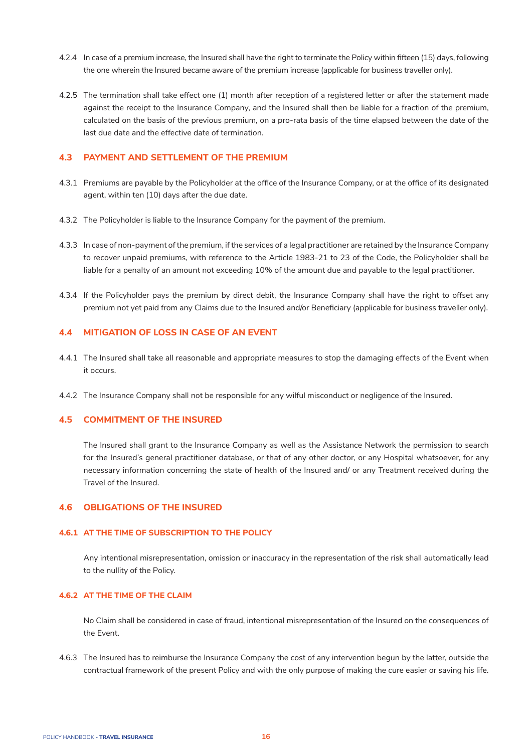4.2.4 In case of a premium increase, the Insured shall have the right to terminate the Policy within fifteen (15) days, following the one wherein the Insured became aware of the premium increase (applicable for business traveller only).

4.2.5 The termination shall take effect one (1) month after reception of a registered letter or after the statement made against the receipt to the Insurance Company, and the Insured shall then be liable for a fraction of the premium, calculated on the basis of the previous premium, on a pro-rata basis of the time elapsed between the date of the last due date and the effective date of termination.

## 4.3 PAYMENT AND SETTLEMENT OF THE PREMIUM

4.3.1 Premiums are payable by the Policyholder at the office of the Insurance Company, or at the office of its designated agent, within ten (10) days after the due date.

4.3.2 The Policyholder is liable to the Insurance Company for the payment of the premium.

4.3.3 In case of non-payment of the premium, if the services of a legal practitioner are retained by the Insurance Company to recover unpaid premiums, with reference to the Article 1983-21 to 23 of the Code, the Policyholder shall be liable for a penalty of an amount not exceeding 10% of the amount due and payable to the legal practitioner.

4.3.4 If the Policyholder pays the premium by direct debit, the Insurance Company shall have the right to offset any premium not yet paid from any Claims due to the Insured and/or Beneficiary (applicable for business traveller only).

## 4.4 MITIGATION OF LOSS IN CASE OF AN EVENT

4.4.1 The Insured shall take all reasonable and appropriate measures to stop the damaging effects of the Event when it occurs.

4.4.2 The Insurance Company shall not be responsible for any wilful misconduct or negligence of the Insured.

## 4.5 COMMITMENT OF THE INSURED

The Insured shall grant to the Insurance Company as well as the Assistance Network the permission to search for the Insured's general practitioner database, or that of any other doctor, or any Hospital whatsoever, for any necessary information concerning the state of health of the Insured and/ or any Treatment received during the Travel of the Insured.

## 4.6 OBLIGATIONS OF THE INSURED

### 4.6.1 AT THE TIME OF SUBSCRIPTION TO THE POLICY

Any intentional misrepresentation, omission or inaccuracy in the representation of the risk shall automatically lead to the nullity of the Policy.

### 4.6.2 AT THE TIME OF THE CLAIM

No Claim shall be considered in case of fraud, intentional misrepresentation of the Insured on the consequences of the Event.

4.6.3 The Insured has to reimburse the Insurance Company the cost of any intervention begun by the latter, outside the contractual framework of the present Policy and with the only purpose of making the cure easier or saving his life.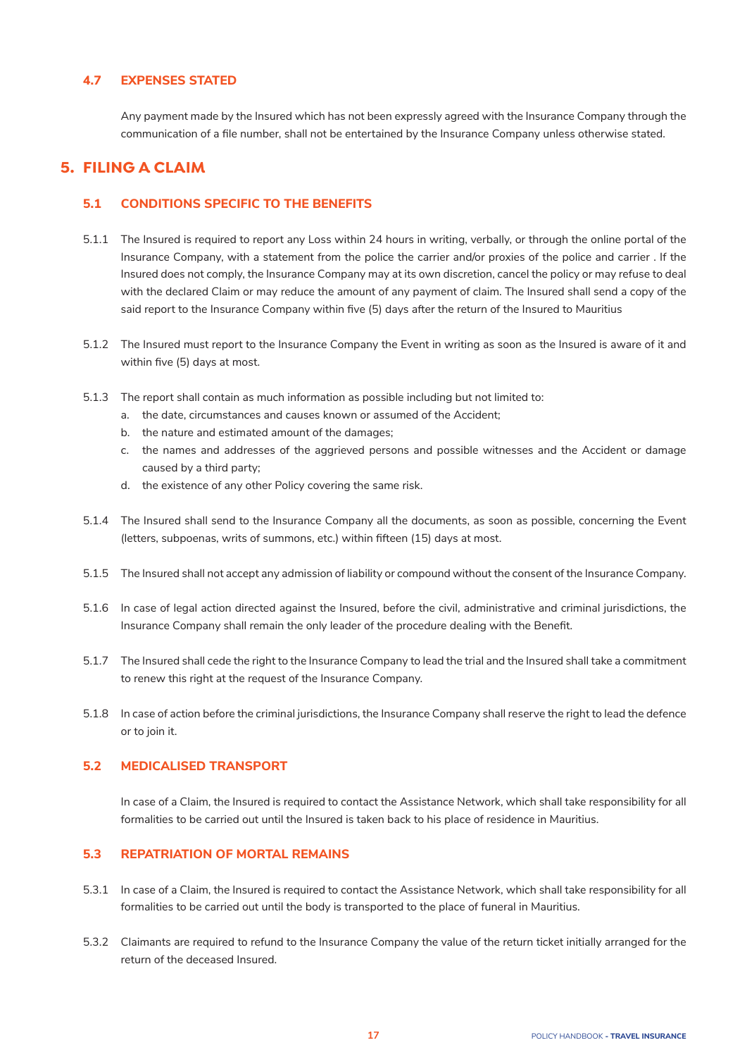### 4.7 EXPENSES STATED

Any payment made by the Insured which has not been expressly agreed with the Insurance Company through the communication of a file number, shall not be entertained by the Insurance Company unless otherwise stated.

## 5. FILING A CLAIM

### 5.1 CONDITIONS SPECIFIC TO THE BENEFITS

5.1.1 The Insured is required to report any Loss within 24 hours in writing, verbally, or through the online portal of the Insurance Company, with a statement from the police the carrier and/or proxies of the police and carrier . If the Insured does not comply, the Insurance Company may at its own discretion, cancel the policy or may refuse to deal with the declared Claim or may reduce the amount of any payment of claim. The Insured shall send a copy of the said report to the Insurance Company within five (5) days after the return of the Insured to Mauritius

5.1.2 The Insured must report to the Insurance Company the Event in writing as soon as the Insured is aware of it and within five (5) days at most.

5.1.3 The report shall contain as much information as possible including but not limited to:

a. the date, circumstances and causes known or assumed of the Accident;
b. the nature and estimated amount of the damages;
c. the names and addresses of the aggrieved persons and possible witnesses and the Accident or damage caused by a third party;
d. the existence of any other Policy covering the same risk.

5.1.4 The Insured shall send to the Insurance Company all the documents, as soon as possible, concerning the Event (letters, subpoenas, writs of summons, etc.) within fifteen (15) days at most.

5.1.5 The Insured shall not accept any admission of liability or compound without the consent of the Insurance Company.

5.1.6 In case of legal action directed against the Insured, before the civil, administrative and criminal jurisdictions, the Insurance Company shall remain the only leader of the procedure dealing with the Benefit.

5.1.7 The Insured shall cede the right to the Insurance Company to lead the trial and the Insured shall take a commitment to renew this right at the request of the Insurance Company.

5.1.8 In case of action before the criminal jurisdictions, the Insurance Company shall reserve the right to lead the defence or to join it.

### 5.2 MEDICALISED TRANSPORT

In case of a Claim, the Insured is required to contact the Assistance Network, which shall take responsibility for all formalities to be carried out until the Insured is taken back to his place of residence in Mauritius.

### 5.3 REPATRIATION OF MORTAL REMAINS

5.3.1 In case of a Claim, the Insured is required to contact the Assistance Network, which shall take responsibility for all formalities to be carried out until the body is transported to the place of funeral in Mauritius.

5.3.2 Claimants are required to refund to the Insurance Company the value of the return ticket initially arranged for the return of the deceased Insured.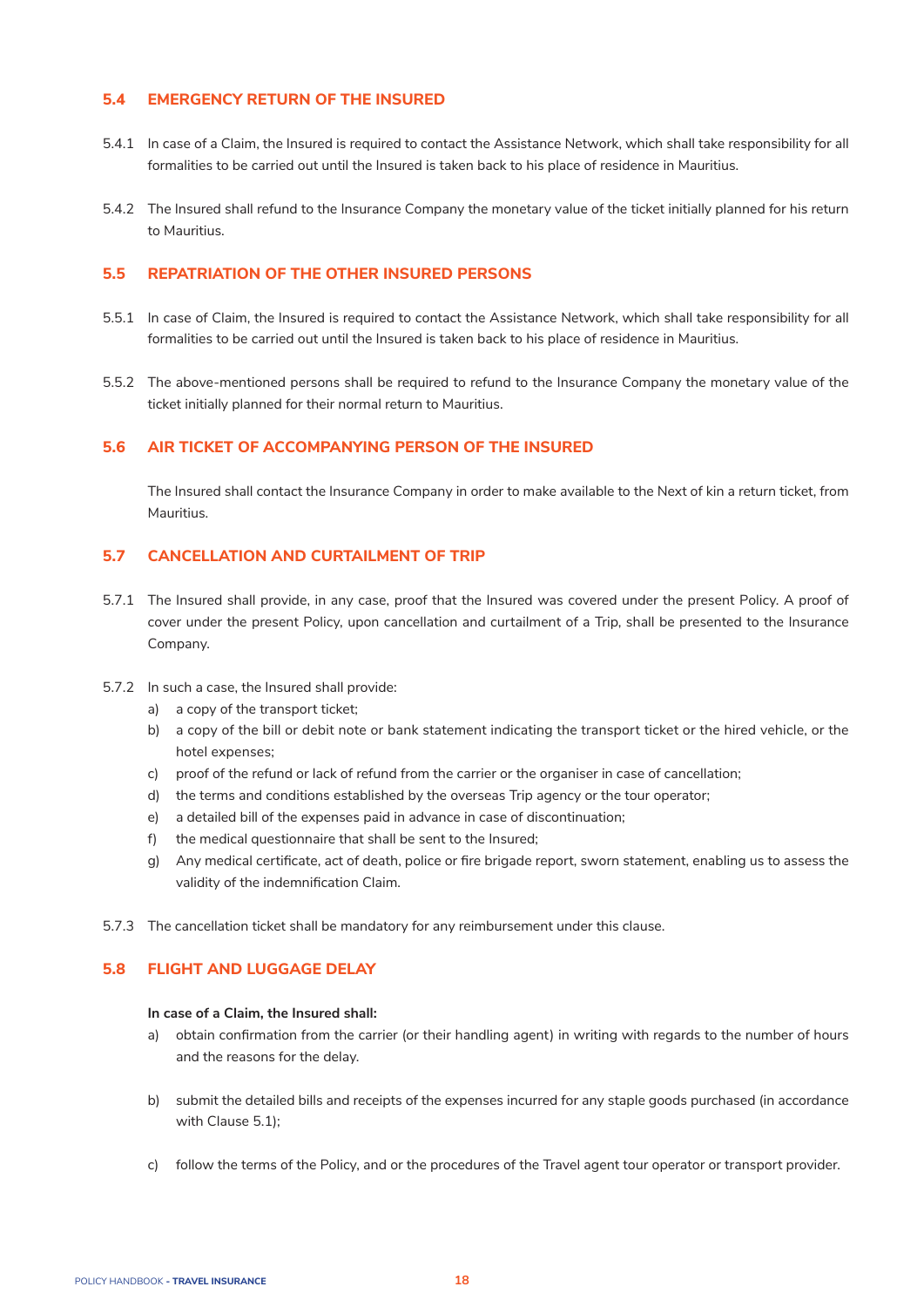### 5.4 EMERGENCY RETURN OF THE INSURED

5.4.1 In case of a Claim, the Insured is required to contact the Assistance Network, which shall take responsibility for all formalities to be carried out until the Insured is taken back to his place of residence in Mauritius.

5.4.2 The Insured shall refund to the Insurance Company the monetary value of the ticket initially planned for his return to Mauritius.

### 5.5 REPATRIATION OF THE OTHER INSURED PERSONS

5.5.1 In case of Claim, the Insured is required to contact the Assistance Network, which shall take responsibility for all formalities to be carried out until the Insured is taken back to his place of residence in Mauritius.

5.5.2 The above-mentioned persons shall be required to refund to the Insurance Company the monetary value of the ticket initially planned for their normal return to Mauritius.

### 5.6 AIR TICKET OF ACCOMPANYING PERSON OF THE INSURED

The Insured shall contact the Insurance Company in order to make available to the Next of kin a return ticket, from Mauritius.

### 5.7 CANCELLATION AND CURTAILMENT OF TRIP

5.7.1 The Insured shall provide, in any case, proof that the Insured was covered under the present Policy. A proof of cover under the present Policy, upon cancellation and curtailment of a Trip, shall be presented to the Insurance Company.

5.7.2 In such a case, the Insured shall provide:

a) a copy of the transport ticket;
b) a copy of the bill or debit note or bank statement indicating the transport ticket or the hired vehicle, or the hotel expenses;
c) proof of the refund or lack of refund from the carrier or the organiser in case of cancellation;
d) the terms and conditions established by the overseas Trip agency or the tour operator;
e) a detailed bill of the expenses paid in advance in case of discontinuation;
f) the medical questionnaire that shall be sent to the Insured;
g) Any medical certificate, act of death, police or fire brigade report, sworn statement, enabling us to assess the validity of the indemnification Claim.

5.7.3 The cancellation ticket shall be mandatory for any reimbursement under this clause.

### 5.8 FLIGHT AND LUGGAGE DELAY

**In case of a Claim, the Insured shall:**

a) obtain confirmation from the carrier (or their handling agent) in writing with regards to the number of hours and the reasons for the delay.

b) submit the detailed bills and receipts of the expenses incurred for any staple goods purchased (in accordance with Clause 5.1);

c) follow the terms of the Policy, and or the procedures of the Travel agent tour operator or transport provider.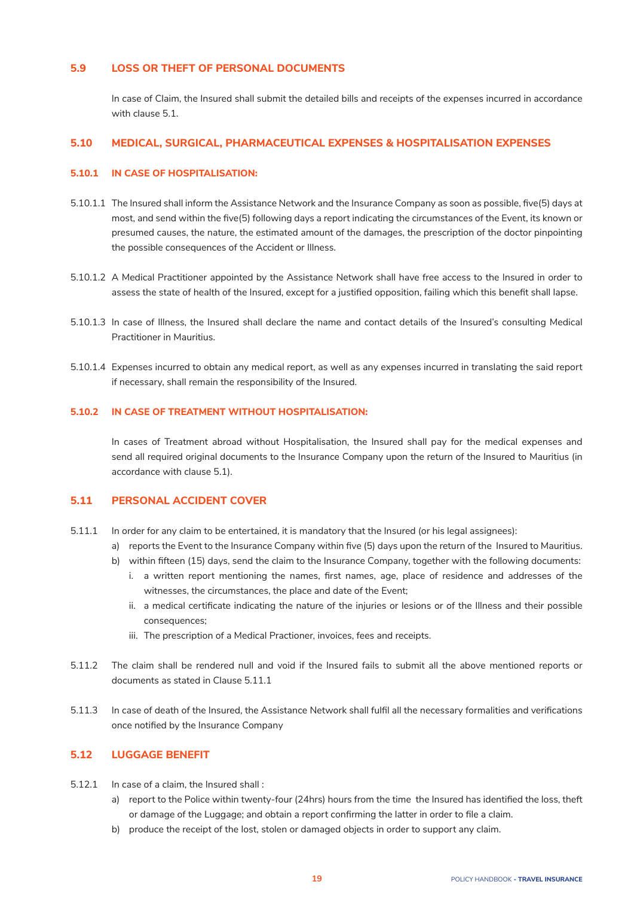## 5.9 LOSS OR THEFT OF PERSONAL DOCUMENTS

In case of Claim, the Insured shall submit the detailed bills and receipts of the expenses incurred in accordance with clause 5.1.

## 5.10 MEDICAL, SURGICAL, PHARMACEUTICAL EXPENSES & HOSPITALISATION EXPENSES

### 5.10.1 IN CASE OF HOSPITALISATION:

5.10.1.1 The Insured shall inform the Assistance Network and the Insurance Company as soon as possible, five(5) days at most, and send within the five(5) following days a report indicating the circumstances of the Event, its known or presumed causes, the nature, the estimated amount of the damages, the prescription of the doctor pinpointing the possible consequences of the Accident or Illness.

5.10.1.2 A Medical Practitioner appointed by the Assistance Network shall have free access to the Insured in order to assess the state of health of the Insured, except for a justified opposition, failing which this benefit shall lapse.

5.10.1.3 In case of Illness, the Insured shall declare the name and contact details of the Insured's consulting Medical Practitioner in Mauritius.

5.10.1.4 Expenses incurred to obtain any medical report, as well as any expenses incurred in translating the said report if necessary, shall remain the responsibility of the Insured.

### 5.10.2 IN CASE OF TREATMENT WITHOUT HOSPITALISATION:

In cases of Treatment abroad without Hospitalisation, the Insured shall pay for the medical expenses and send all required original documents to the Insurance Company upon the return of the Insured to Mauritius (in accordance with clause 5.1).

## 5.11 PERSONAL ACCIDENT COVER

5.11.1 In order for any claim to be entertained, it is mandatory that the Insured (or his legal assignees):

a) reports the Event to the Insurance Company within five (5) days upon the return of the Insured to Mauritius.
b) within fifteen (15) days, send the claim to the Insurance Company, together with the following documents:
   i. a written report mentioning the names, first names, age, place of residence and addresses of the witnesses, the circumstances, the place and date of the Event;
   ii. a medical certificate indicating the nature of the injuries or lesions or of the Illness and their possible consequences;
   iii. The prescription of a Medical Practioner, invoices, fees and receipts.

5.11.2 The claim shall be rendered null and void if the Insured fails to submit all the above mentioned reports or documents as stated in Clause 5.11.1

5.11.3 In case of death of the Insured, the Assistance Network shall fulfil all the necessary formalities and verifications once notified by the Insurance Company

## 5.12 LUGGAGE BENEFIT

5.12.1 In case of a claim, the Insured shall :

a) report to the Police within twenty-four (24hrs) hours from the time the Insured has identified the loss, theft or damage of the Luggage; and obtain a report confirming the latter in order to file a claim.
b) produce the receipt of the lost, stolen or damaged objects in order to support any claim.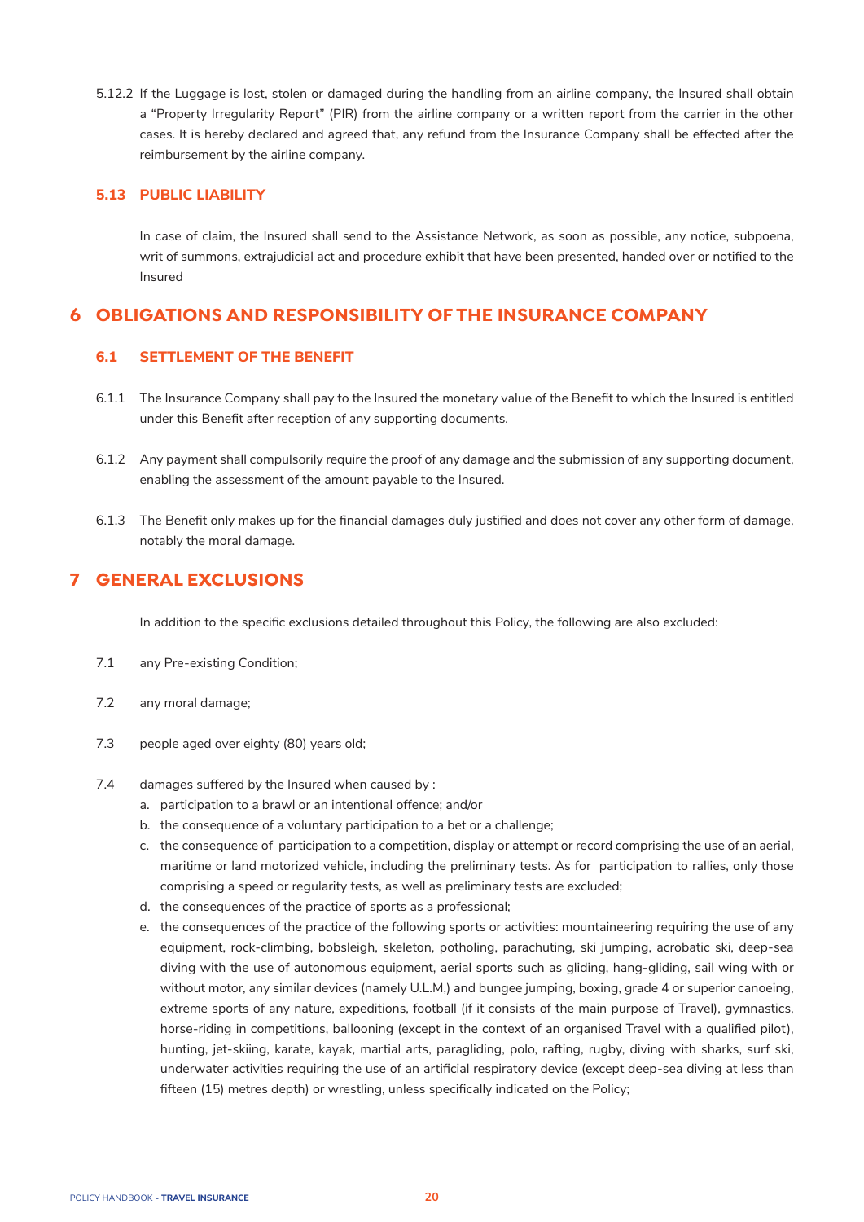5.12.2 If the Luggage is lost, stolen or damaged during the handling from an airline company, the Insured shall obtain a "Property Irregularity Report" (PIR) from the airline company or a written report from the carrier in the other cases. It is hereby declared and agreed that, any refund from the Insurance Company shall be effected after the reimbursement by the airline company.

### 5.13 PUBLIC LIABILITY

In case of claim, the Insured shall send to the Assistance Network, as soon as possible, any notice, subpoena, writ of summons, extrajudicial act and procedure exhibit that have been presented, handed over or notified to the Insured

## 6 OBLIGATIONS AND RESPONSIBILITY OF THE INSURANCE COMPANY

### 6.1 SETTLEMENT OF THE BENEFIT

6.1.1 The Insurance Company shall pay to the Insured the monetary value of the Benefit to which the Insured is entitled under this Benefit after reception of any supporting documents.

6.1.2 Any payment shall compulsorily require the proof of any damage and the submission of any supporting document, enabling the assessment of the amount payable to the Insured.

6.1.3 The Benefit only makes up for the financial damages duly justified and does not cover any other form of damage, notably the moral damage.

## 7 GENERAL EXCLUSIONS

In addition to the specific exclusions detailed throughout this Policy, the following are also excluded:

7.1 any Pre-existing Condition;

7.2 any moral damage;

7.3 people aged over eighty (80) years old;

7.4 damages suffered by the Insured when caused by :

a. participation to a brawl or an intentional offence; and/or
b. the consequence of a voluntary participation to a bet or a challenge;
c. the consequence of participation to a competition, display or attempt or record comprising the use of an aerial, maritime or land motorized vehicle, including the preliminary tests. As for participation to rallies, only those comprising a speed or regularity tests, as well as preliminary tests are excluded;
d. the consequences of the practice of sports as a professional;
e. the consequences of the practice of the following sports or activities: mountaineering requiring the use of any equipment, rock-climbing, bobsleigh, skeleton, potholing, parachuting, ski jumping, acrobatic ski, deep-sea diving with the use of autonomous equipment, aerial sports such as gliding, hang-gliding, sail wing with or without motor, any similar devices (namely U.L.M,) and bungee jumping, boxing, grade 4 or superior canoeing, extreme sports of any nature, expeditions, football (if it consists of the main purpose of Travel), gymnastics, horse-riding in competitions, ballooning (except in the context of an organised Travel with a qualified pilot), hunting, jet-skiing, karate, kayak, martial arts, paragliding, polo, rafting, rugby, diving with sharks, surf ski, underwater activities requiring the use of an artificial respiratory device (except deep-sea diving at less than fifteen (15) metres depth) or wrestling, unless specifically indicated on the Policy;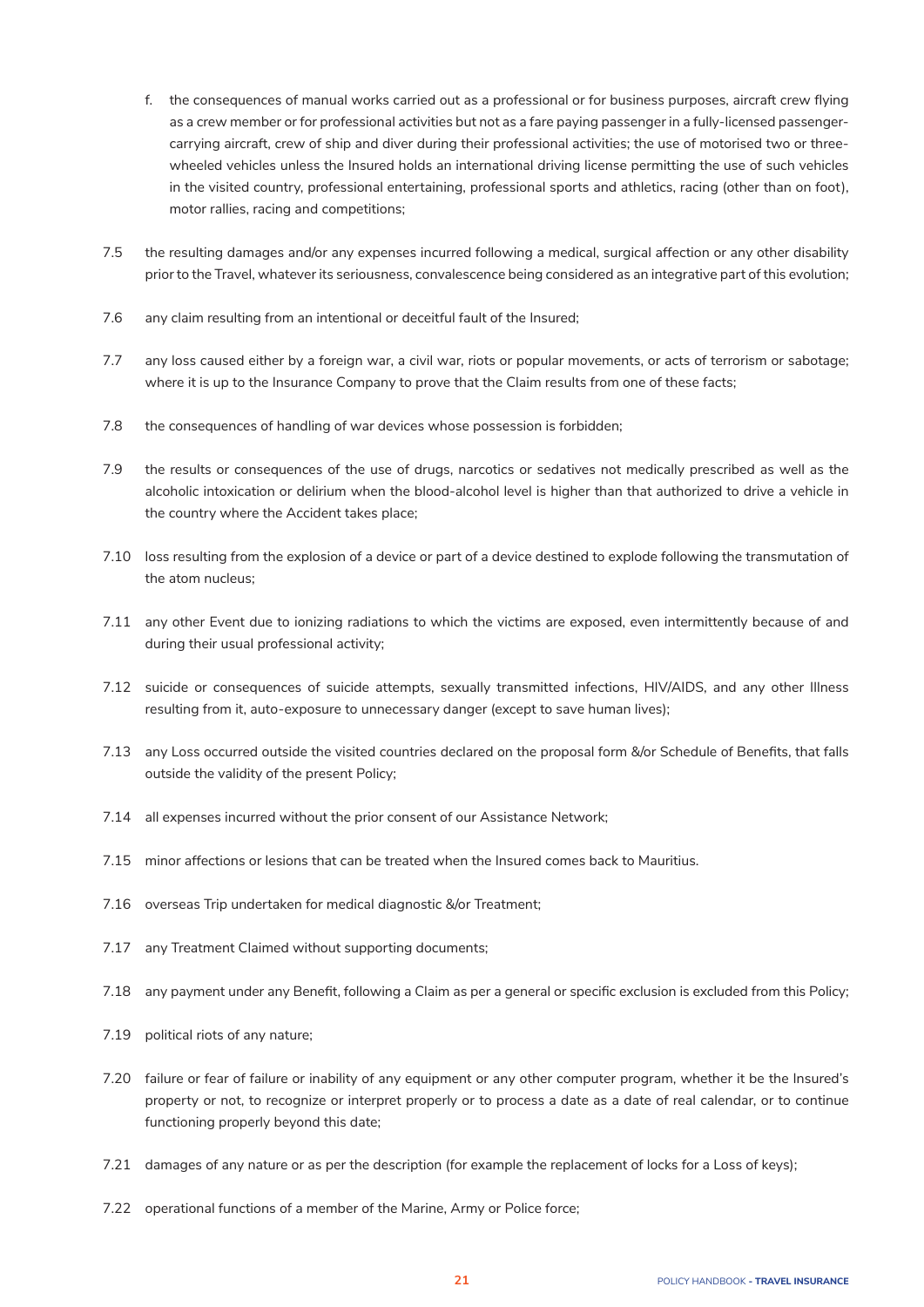f. the consequences of manual works carried out as a professional or for business purposes, aircraft crew flying as a crew member or for professional activities but not as a fare paying passenger in a fully-licensed passenger-carrying aircraft, crew of ship and diver during their professional activities; the use of motorised two or three-wheeled vehicles unless the Insured holds an international driving license permitting the use of such vehicles in the visited country, professional entertaining, professional sports and athletics, racing (other than on foot), motor rallies, racing and competitions;

7.5 the resulting damages and/or any expenses incurred following a medical, surgical affection or any other disability prior to the Travel, whatever its seriousness, convalescence being considered as an integrative part of this evolution;

7.6 any claim resulting from an intentional or deceitful fault of the Insured;

7.7 any loss caused either by a foreign war, a civil war, riots or popular movements, or acts of terrorism or sabotage; where it is up to the Insurance Company to prove that the Claim results from one of these facts;

7.8 the consequences of handling of war devices whose possession is forbidden;

7.9 the results or consequences of the use of drugs, narcotics or sedatives not medically prescribed as well as the alcoholic intoxication or delirium when the blood-alcohol level is higher than that authorized to drive a vehicle in the country where the Accident takes place;

7.10 loss resulting from the explosion of a device or part of a device destined to explode following the transmutation of the atom nucleus;

7.11 any other Event due to ionizing radiations to which the victims are exposed, even intermittently because of and during their usual professional activity;

7.12 suicide or consequences of suicide attempts, sexually transmitted infections, HIV/AIDS, and any other Illness resulting from it, auto-exposure to unnecessary danger (except to save human lives);

7.13 any Loss occurred outside the visited countries declared on the proposal form &/or Schedule of Benefits, that falls outside the validity of the present Policy;

7.14 all expenses incurred without the prior consent of our Assistance Network;

7.15 minor affections or lesions that can be treated when the Insured comes back to Mauritius.

7.16 overseas Trip undertaken for medical diagnostic &/or Treatment;

7.17 any Treatment Claimed without supporting documents;

7.18 any payment under any Benefit, following a Claim as per a general or specific exclusion is excluded from this Policy;

7.19 political riots of any nature;

7.20 failure or fear of failure or inability of any equipment or any other computer program, whether it be the Insured's property or not, to recognize or interpret properly or to process a date as a date of real calendar, or to continue functioning properly beyond this date;

7.21 damages of any nature or as per the description (for example the replacement of locks for a Loss of keys);

7.22 operational functions of a member of the Marine, Army or Police force;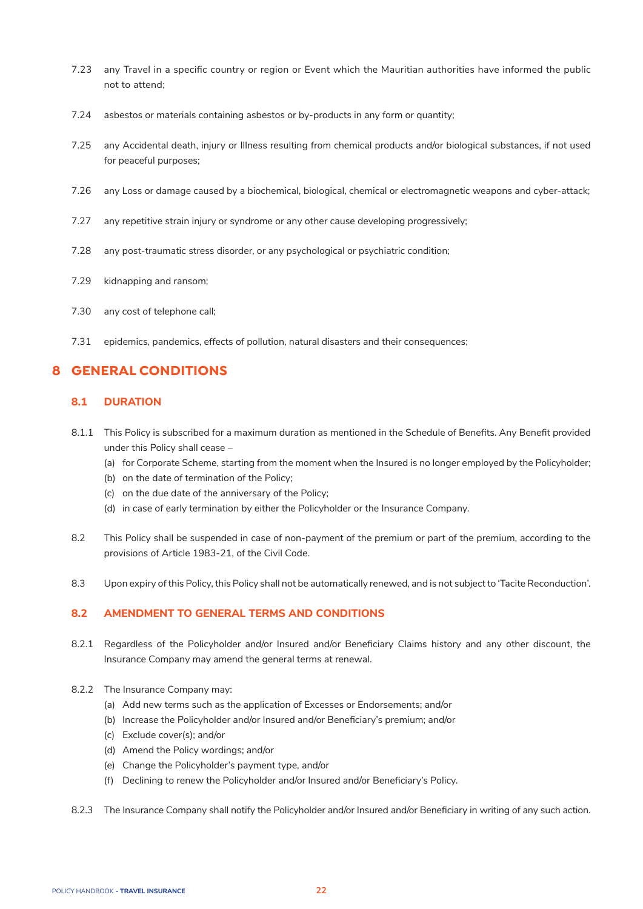7.23 any Travel in a specific country or region or Event which the Mauritian authorities have informed the public not to attend;

7.24 asbestos or materials containing asbestos or by-products in any form or quantity;

7.25 any Accidental death, injury or Illness resulting from chemical products and/or biological substances, if not used for peaceful purposes;

7.26 any Loss or damage caused by a biochemical, biological, chemical or electromagnetic weapons and cyber-attack;

7.27 any repetitive strain injury or syndrome or any other cause developing progressively;

7.28 any post-traumatic stress disorder, or any psychological or psychiatric condition;

7.29 kidnapping and ransom;

7.30 any cost of telephone call;

7.31 epidemics, pandemics, effects of pollution, natural disasters and their consequences;

# 8 GENERAL CONDITIONS

## 8.1 DURATION

8.1.1 This Policy is subscribed for a maximum duration as mentioned in the Schedule of Benefits. Any Benefit provided under this Policy shall cease –

(a) for Corporate Scheme, starting from the moment when the Insured is no longer employed by the Policyholder;
(b) on the date of termination of the Policy;
(c) on the due date of the anniversary of the Policy;
(d) in case of early termination by either the Policyholder or the Insurance Company.

8.2 This Policy shall be suspended in case of non-payment of the premium or part of the premium, according to the provisions of Article 1983-21, of the Civil Code.

8.3 Upon expiry of this Policy, this Policy shall not be automatically renewed, and is not subject to 'Tacite Reconduction'.

## 8.2 AMENDMENT TO GENERAL TERMS AND CONDITIONS

8.2.1 Regardless of the Policyholder and/or Insured and/or Beneficiary Claims history and any other discount, the Insurance Company may amend the general terms at renewal.

8.2.2 The Insurance Company may:

(a) Add new terms such as the application of Excesses or Endorsements; and/or
(b) Increase the Policyholder and/or Insured and/or Beneficiary's premium; and/or
(c) Exclude cover(s); and/or
(d) Amend the Policy wordings; and/or
(e) Change the Policyholder's payment type, and/or
(f) Declining to renew the Policyholder and/or Insured and/or Beneficiary's Policy.

8.2.3 The Insurance Company shall notify the Policyholder and/or Insured and/or Beneficiary in writing of any such action.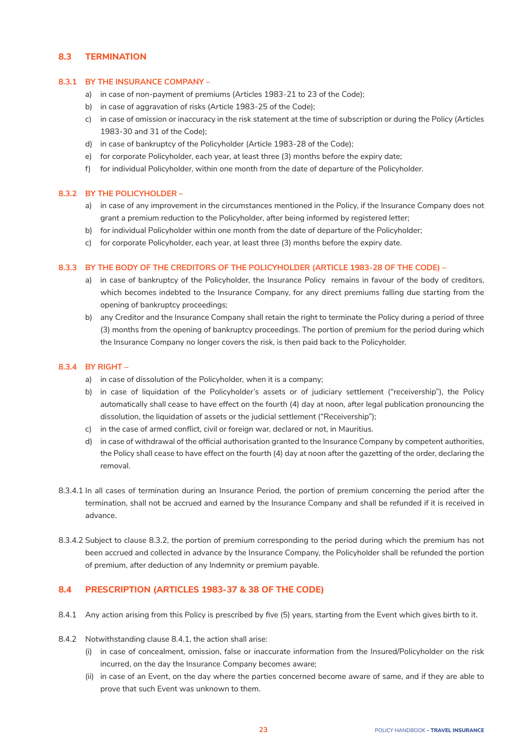## 8.3 TERMINATION

### 8.3.1 BY THE INSURANCE COMPANY –

a) in case of non-payment of premiums (Articles 1983-21 to 23 of the Code);
b) in case of aggravation of risks (Article 1983-25 of the Code);
c) in case of omission or inaccuracy in the risk statement at the time of subscription or during the Policy (Articles 1983-30 and 31 of the Code);
d) in case of bankruptcy of the Policyholder (Article 1983-28 of the Code);
e) for corporate Policyholder, each year, at least three (3) months before the expiry date;
f) for individual Policyholder, within one month from the date of departure of the Policyholder.

### 8.3.2 BY THE POLICYHOLDER –

a) in case of any improvement in the circumstances mentioned in the Policy, if the Insurance Company does not grant a premium reduction to the Policyholder, after being informed by registered letter;
b) for individual Policyholder within one month from the date of departure of the Policyholder;
c) for corporate Policyholder, each year, at least three (3) months before the expiry date.

### 8.3.3 BY THE BODY OF THE CREDITORS OF THE POLICYHOLDER (ARTICLE 1983-28 OF THE CODE) –

a) in case of bankruptcy of the Policyholder, the Insurance Policy remains in favour of the body of creditors, which becomes indebted to the Insurance Company, for any direct premiums falling due starting from the opening of bankruptcy proceedings;
b) any Creditor and the Insurance Company shall retain the right to terminate the Policy during a period of three (3) months from the opening of bankruptcy proceedings. The portion of premium for the period during which the Insurance Company no longer covers the risk, is then paid back to the Policyholder.

### 8.3.4 BY RIGHT –

a) in case of dissolution of the Policyholder, when it is a company;
b) in case of liquidation of the Policyholder's assets or of judiciary settlement ("receivership"), the Policy automatically shall cease to have effect on the fourth (4) day at noon, after legal publication pronouncing the dissolution, the liquidation of assets or the judicial settlement ("Receivership");
c) in the case of armed conflict, civil or foreign war, declared or not, in Mauritius.
d) in case of withdrawal of the official authorisation granted to the Insurance Company by competent authorities, the Policy shall cease to have effect on the fourth (4) day at noon after the gazetting of the order, declaring the removal.

8.3.4.1 In all cases of termination during an Insurance Period, the portion of premium concerning the period after the termination, shall not be accrued and earned by the Insurance Company and shall be refunded if it is received in advance.

8.3.4.2 Subject to clause 8.3.2, the portion of premium corresponding to the period during which the premium has not been accrued and collected in advance by the Insurance Company, the Policyholder shall be refunded the portion of premium, after deduction of any Indemnity or premium payable.

## 8.4 PRESCRIPTION (ARTICLES 1983-37 & 38 OF THE CODE)

8.4.1 Any action arising from this Policy is prescribed by five (5) years, starting from the Event which gives birth to it.

8.4.2 Notwithstanding clause 8.4.1, the action shall arise:

(i) in case of concealment, omission, false or inaccurate information from the Insured/Policyholder on the risk incurred, on the day the Insurance Company becomes aware;
(ii) in case of an Event, on the day where the parties concerned become aware of same, and if they are able to prove that such Event was unknown to them.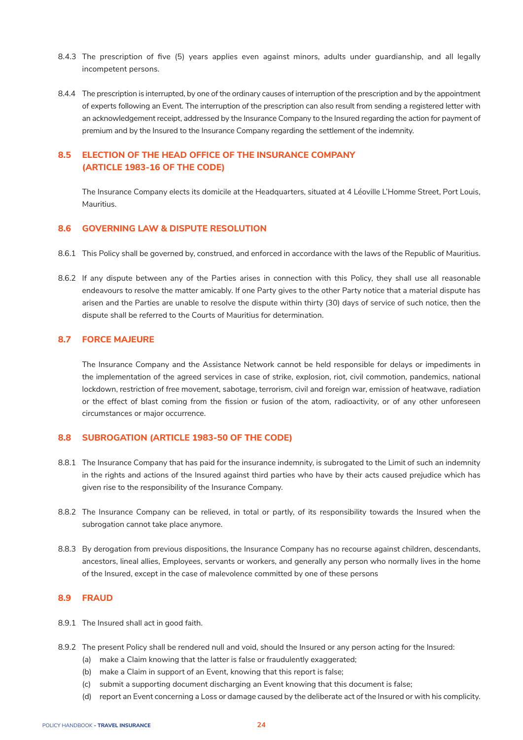8.4.3 The prescription of five (5) years applies even against minors, adults under guardianship, and all legally incompetent persons.

8.4.4 The prescription is interrupted, by one of the ordinary causes of interruption of the prescription and by the appointment of experts following an Event. The interruption of the prescription can also result from sending a registered letter with an acknowledgement receipt, addressed by the Insurance Company to the Insured regarding the action for payment of premium and by the Insured to the Insurance Company regarding the settlement of the indemnity.

## 8.5 ELECTION OF THE HEAD OFFICE OF THE INSURANCE COMPANY (ARTICLE 1983-16 OF THE CODE)

The Insurance Company elects its domicile at the Headquarters, situated at 4 Léoville L'Homme Street, Port Louis, Mauritius.

## 8.6 GOVERNING LAW & DISPUTE RESOLUTION

8.6.1 This Policy shall be governed by, construed, and enforced in accordance with the laws of the Republic of Mauritius.

8.6.2 If any dispute between any of the Parties arises in connection with this Policy, they shall use all reasonable endeavours to resolve the matter amicably. If one Party gives to the other Party notice that a material dispute has arisen and the Parties are unable to resolve the dispute within thirty (30) days of service of such notice, then the dispute shall be referred to the Courts of Mauritius for determination.

## 8.7 FORCE MAJEURE

The Insurance Company and the Assistance Network cannot be held responsible for delays or impediments in the implementation of the agreed services in case of strike, explosion, riot, civil commotion, pandemics, national lockdown, restriction of free movement, sabotage, terrorism, civil and foreign war, emission of heatwave, radiation or the effect of blast coming from the fission or fusion of the atom, radioactivity, or of any other unforeseen circumstances or major occurrence.

## 8.8 SUBROGATION (ARTICLE 1983-50 OF THE CODE)

8.8.1 The Insurance Company that has paid for the insurance indemnity, is subrogated to the Limit of such an indemnity in the rights and actions of the Insured against third parties who have by their acts caused prejudice which has given rise to the responsibility of the Insurance Company.

8.8.2 The Insurance Company can be relieved, in total or partly, of its responsibility towards the Insured when the subrogation cannot take place anymore.

8.8.3 By derogation from previous dispositions, the Insurance Company has no recourse against children, descendants, ancestors, lineal allies, Employees, servants or workers, and generally any person who normally lives in the home of the Insured, except in the case of malevolence committed by one of these persons

## 8.9 FRAUD

8.9.1 The Insured shall act in good faith.

8.9.2 The present Policy shall be rendered null and void, should the Insured or any person acting for the Insured:

- (a) make a Claim knowing that the latter is false or fraudulently exaggerated;
- (b) make a Claim in support of an Event, knowing that this report is false;
- (c) submit a supporting document discharging an Event knowing that this document is false;
- (d) report an Event concerning a Loss or damage caused by the deliberate act of the Insured or with his complicity.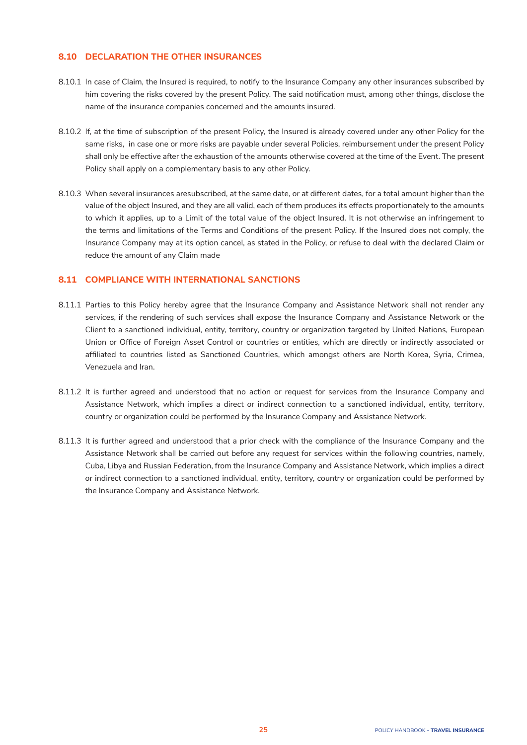### 8.10 DECLARATION THE OTHER INSURANCES

8.10.1 In case of Claim, the Insured is required, to notify to the Insurance Company any other insurances subscribed by him covering the risks covered by the present Policy. The said notification must, among other things, disclose the name of the insurance companies concerned and the amounts insured.

8.10.2 If, at the time of subscription of the present Policy, the Insured is already covered under any other Policy for the same risks, in case one or more risks are payable under several Policies, reimbursement under the present Policy shall only be effective after the exhaustion of the amounts otherwise covered at the time of the Event. The present Policy shall apply on a complementary basis to any other Policy.

8.10.3 When several insurances aresubscribed, at the same date, or at different dates, for a total amount higher than the value of the object Insured, and they are all valid, each of them produces its effects proportionately to the amounts to which it applies, up to a Limit of the total value of the object Insured. It is not otherwise an infringement to the terms and limitations of the Terms and Conditions of the present Policy. If the Insured does not comply, the Insurance Company may at its option cancel, as stated in the Policy, or refuse to deal with the declared Claim or reduce the amount of any Claim made

### 8.11 COMPLIANCE WITH INTERNATIONAL SANCTIONS

8.11.1 Parties to this Policy hereby agree that the Insurance Company and Assistance Network shall not render any services, if the rendering of such services shall expose the Insurance Company and Assistance Network or the Client to a sanctioned individual, entity, territory, country or organization targeted by United Nations, European Union or Office of Foreign Asset Control or countries or entities, which are directly or indirectly associated or affiliated to countries listed as Sanctioned Countries, which amongst others are North Korea, Syria, Crimea, Venezuela and Iran.

8.11.2 It is further agreed and understood that no action or request for services from the Insurance Company and Assistance Network, which implies a direct or indirect connection to a sanctioned individual, entity, territory, country or organization could be performed by the Insurance Company and Assistance Network.

8.11.3 It is further agreed and understood that a prior check with the compliance of the Insurance Company and the Assistance Network shall be carried out before any request for services within the following countries, namely, Cuba, Libya and Russian Federation, from the Insurance Company and Assistance Network, which implies a direct or indirect connection to a sanctioned individual, entity, territory, country or organization could be performed by the Insurance Company and Assistance Network.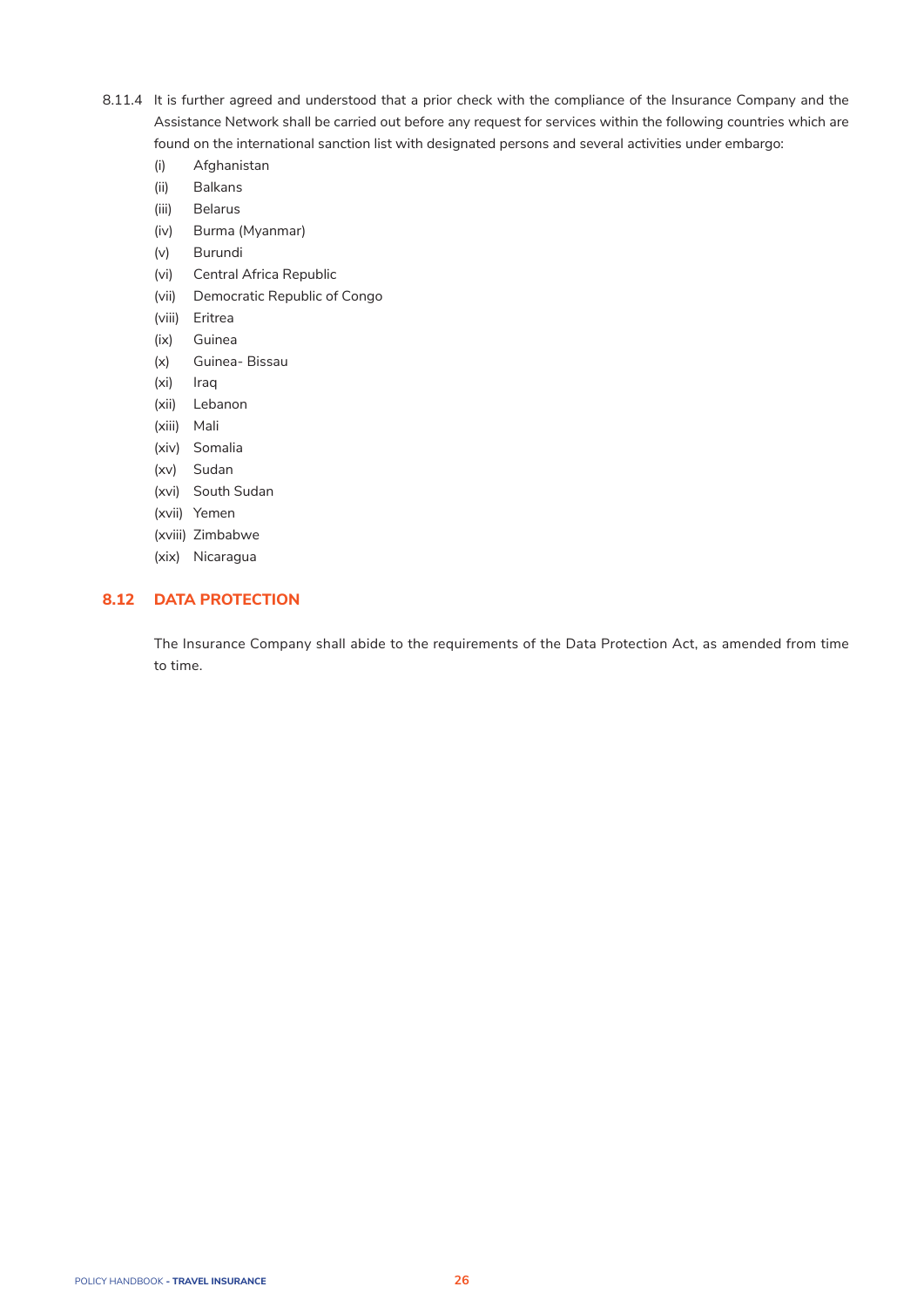8.11.4 It is further agreed and understood that a prior check with the compliance of the Insurance Company and the Assistance Network shall be carried out before any request for services within the following countries which are found on the international sanction list with designated persons and several activities under embargo:

- (i) Afghanistan
- (ii) Balkans
- (iii) Belarus
- (iv) Burma (Myanmar)
- (v) Burundi
- (vi) Central Africa Republic
- (vii) Democratic Republic of Congo
- (viii) Eritrea
- (ix) Guinea
- (x) Guinea- Bissau
- (xi) Iraq
- (xii) Lebanon
- (xiii) Mali
- (xiv) Somalia
- (xv) Sudan
- (xvi) South Sudan
- (xvii) Yemen
- (xviii) Zimbabwe
- (xix) Nicaragua

## 8.12 DATA PROTECTION

The Insurance Company shall abide to the requirements of the Data Protection Act, as amended from time to time.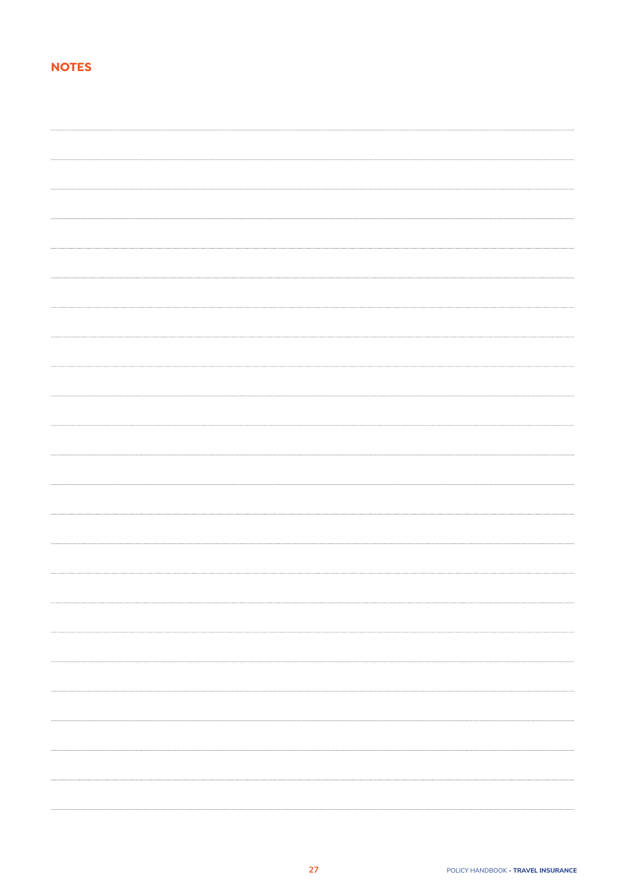## NOTES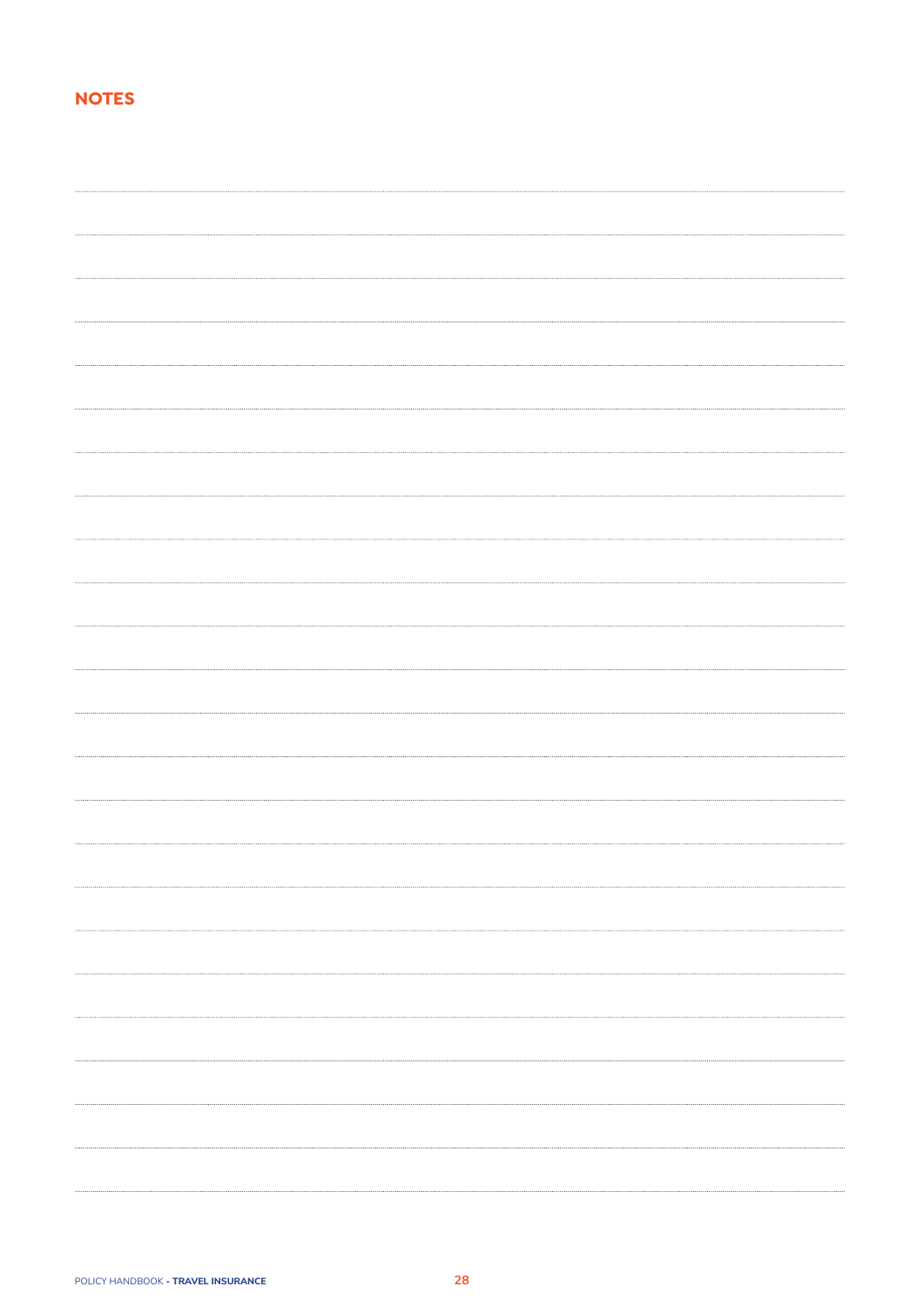## NOTES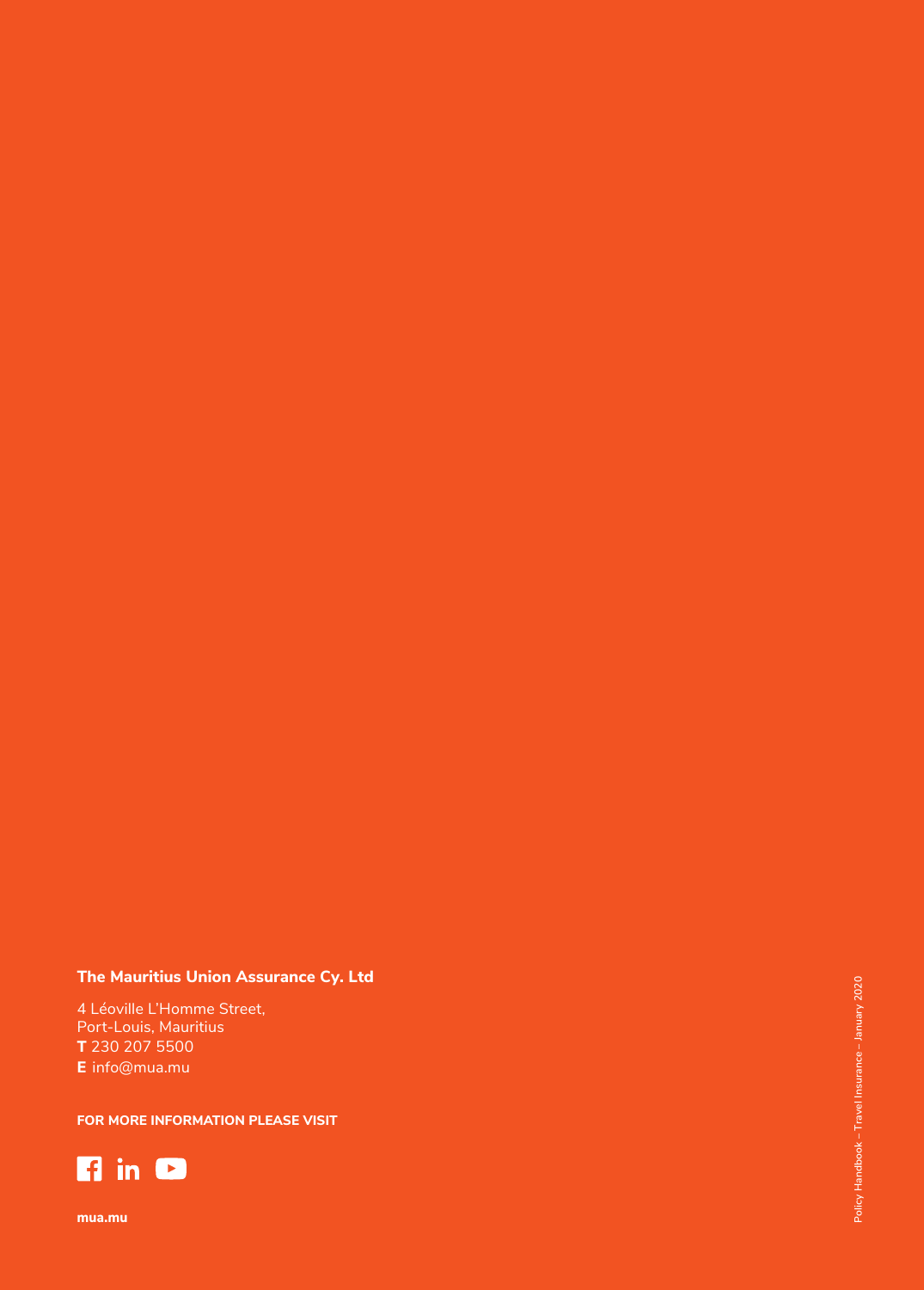**The Mauritius Union Assurance Cy. Ltd**

4 Léoville L'Homme Street,
Port-Louis, Mauritius
**T** 230 207 5500
**E** info@mua.mu

**FOR MORE INFORMATION PLEASE VISIT**

**mua.mu**

Policy Handbook – Travel Insurance – January 2020